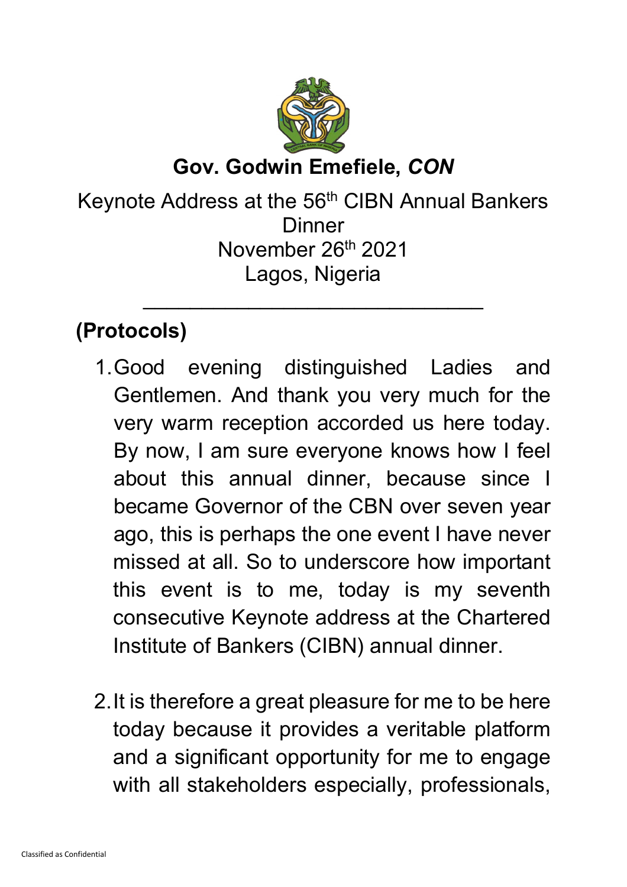# Gov. Godwin Emefiele, *CON*

Keynote Address at the 56th CIBN Annual Bankers Dinner
November 26th 2021
Lagos, Nigeria

---

**(Protocols)**

1. Good evening distinguished Ladies and Gentlemen. And thank you very much for the very warm reception accorded us here today. By now, I am sure everyone knows how I feel about this annual dinner, because since I became Governor of the CBN over seven year ago, this is perhaps the one event I have never missed at all. So to underscore how important this event is to me, today is my seventh consecutive Keynote address at the Chartered Institute of Bankers (CIBN) annual dinner.

2. It is therefore a great pleasure for me to be here today because it provides a veritable platform and a significant opportunity for me to engage with all stakeholders especially, professionals,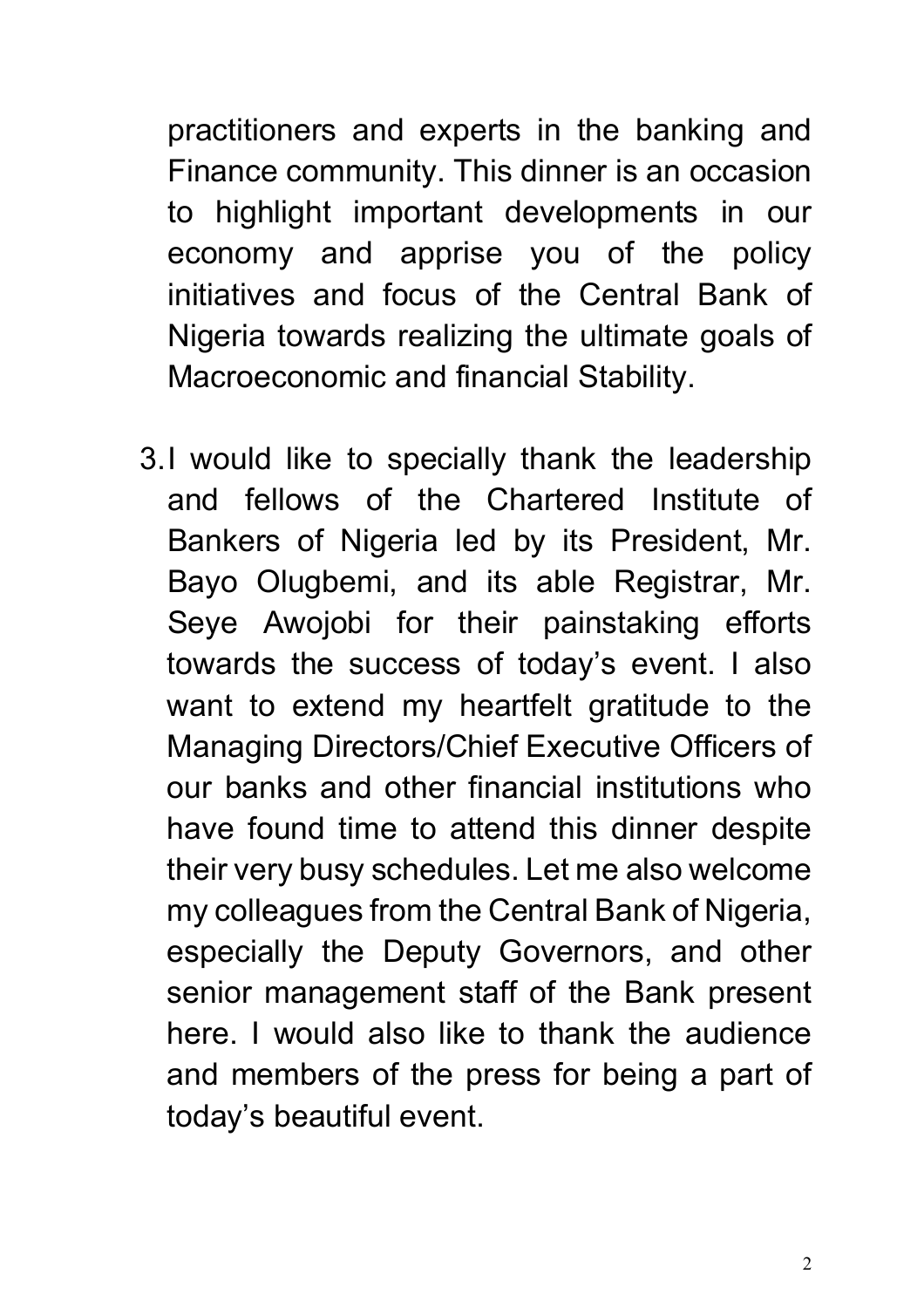practitioners and experts in the banking and Finance community. This dinner is an occasion to highlight important developments in our economy and apprise you of the policy initiatives and focus of the Central Bank of Nigeria towards realizing the ultimate goals of Macroeconomic and financial Stability.

3. I would like to specially thank the leadership and fellows of the Chartered Institute of Bankers of Nigeria led by its President, Mr. Bayo Olugbemi, and its able Registrar, Mr. Seye Awojobi for their painstaking efforts towards the success of today's event. I also want to extend my heartfelt gratitude to the Managing Directors/Chief Executive Officers of our banks and other financial institutions who have found time to attend this dinner despite their very busy schedules. Let me also welcome my colleagues from the Central Bank of Nigeria, especially the Deputy Governors, and other senior management staff of the Bank present here. I would also like to thank the audience and members of the press for being a part of today's beautiful event.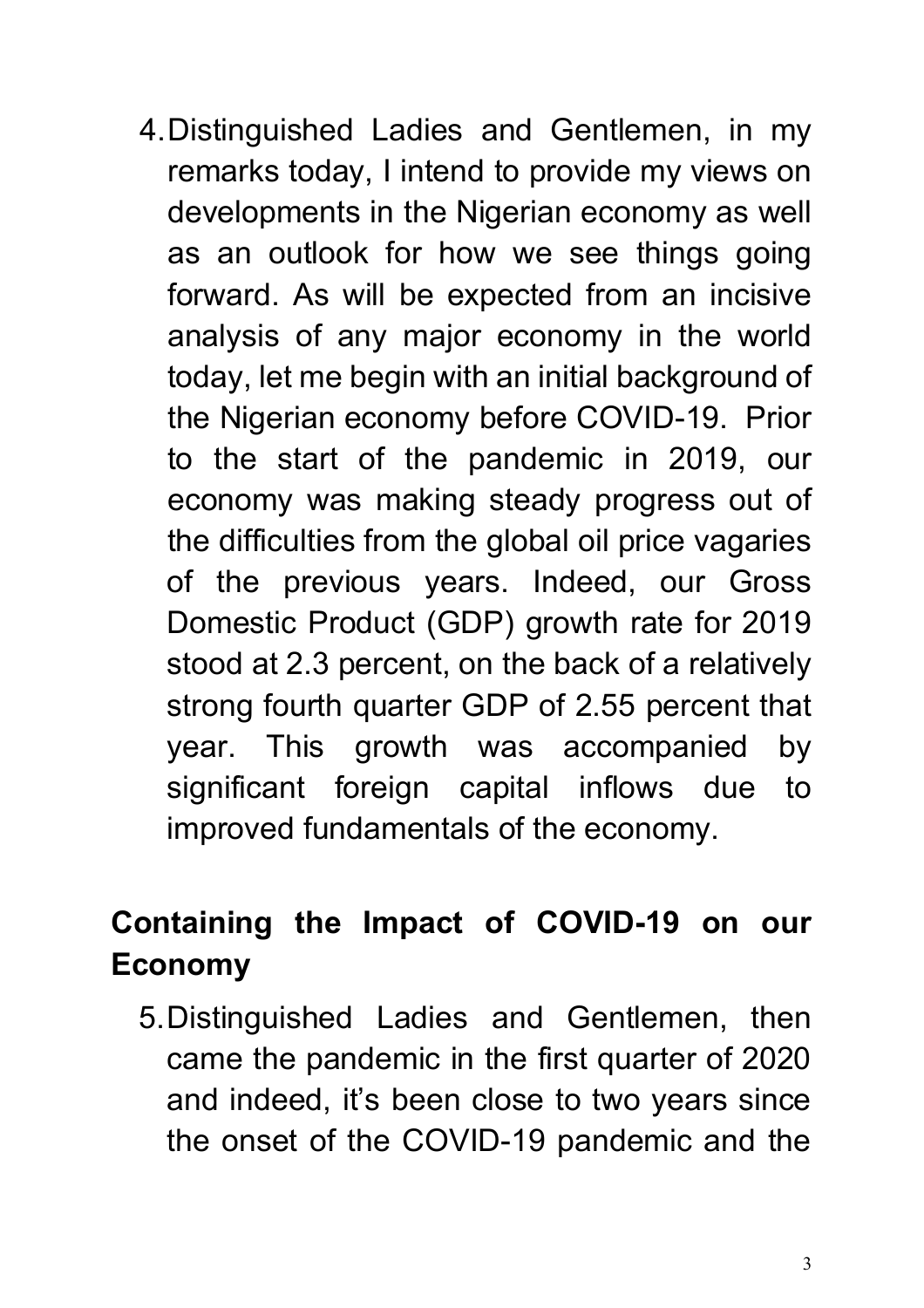4. Distinguished Ladies and Gentlemen, in my remarks today, I intend to provide my views on developments in the Nigerian economy as well as an outlook for how we see things going forward. As will be expected from an incisive analysis of any major economy in the world today, let me begin with an initial background of the Nigerian economy before COVID-19. Prior to the start of the pandemic in 2019, our economy was making steady progress out of the difficulties from the global oil price vagaries of the previous years. Indeed, our Gross Domestic Product (GDP) growth rate for 2019 stood at 2.3 percent, on the back of a relatively strong fourth quarter GDP of 2.55 percent that year. This growth was accompanied by significant foreign capital inflows due to improved fundamentals of the economy.

## Containing the Impact of COVID-19 on our Economy

5. Distinguished Ladies and Gentlemen, then came the pandemic in the first quarter of 2020 and indeed, it's been close to two years since the onset of the COVID-19 pandemic and the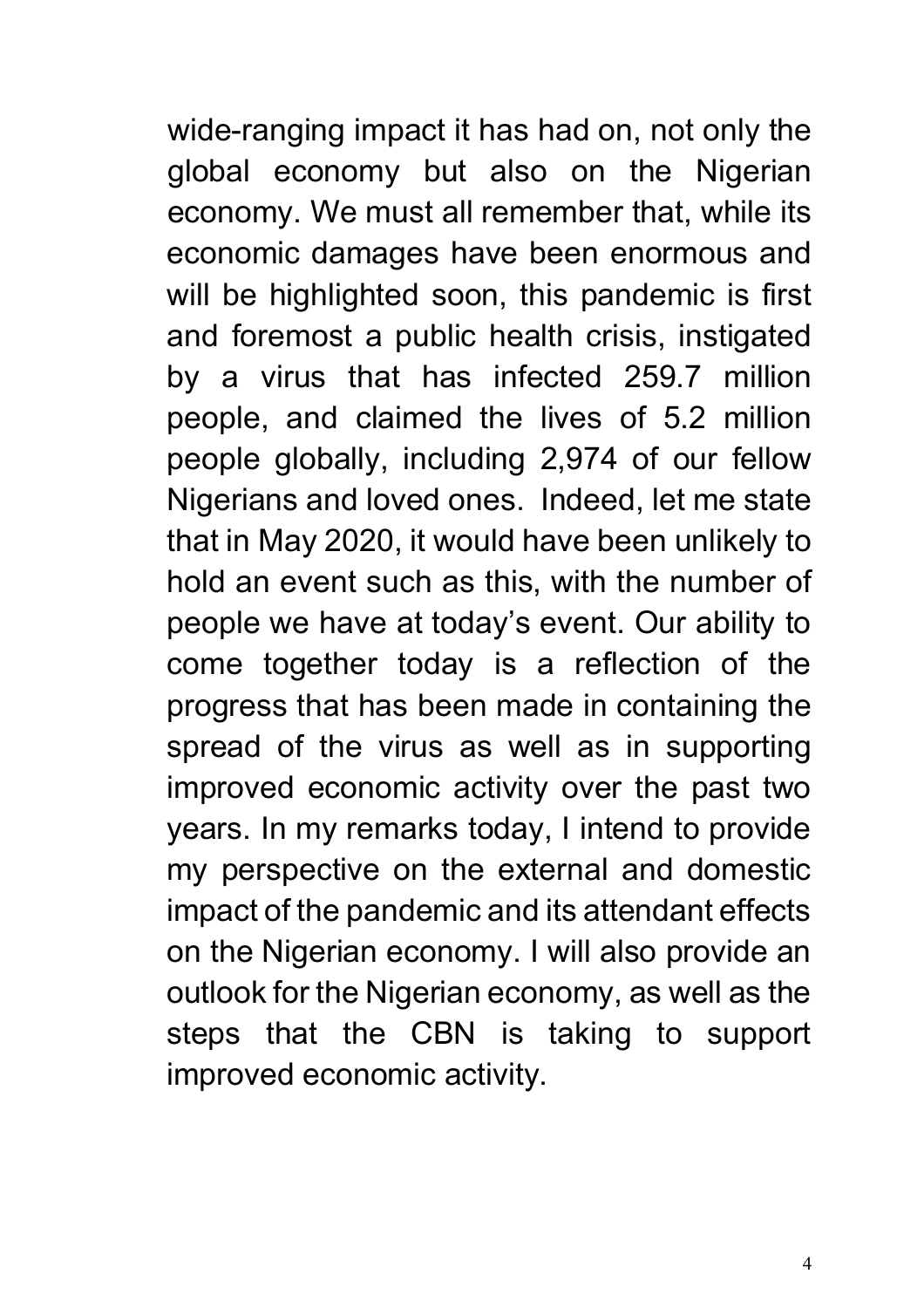wide-ranging impact it has had on, not only the global economy but also on the Nigerian economy. We must all remember that, while its economic damages have been enormous and will be highlighted soon, this pandemic is first and foremost a public health crisis, instigated by a virus that has infected 259.7 million people, and claimed the lives of 5.2 million people globally, including 2,974 of our fellow Nigerians and loved ones. Indeed, let me state that in May 2020, it would have been unlikely to hold an event such as this, with the number of people we have at today's event. Our ability to come together today is a reflection of the progress that has been made in containing the spread of the virus as well as in supporting improved economic activity over the past two years. In my remarks today, I intend to provide my perspective on the external and domestic impact of the pandemic and its attendant effects on the Nigerian economy. I will also provide an outlook for the Nigerian economy, as well as the steps that the CBN is taking to support improved economic activity.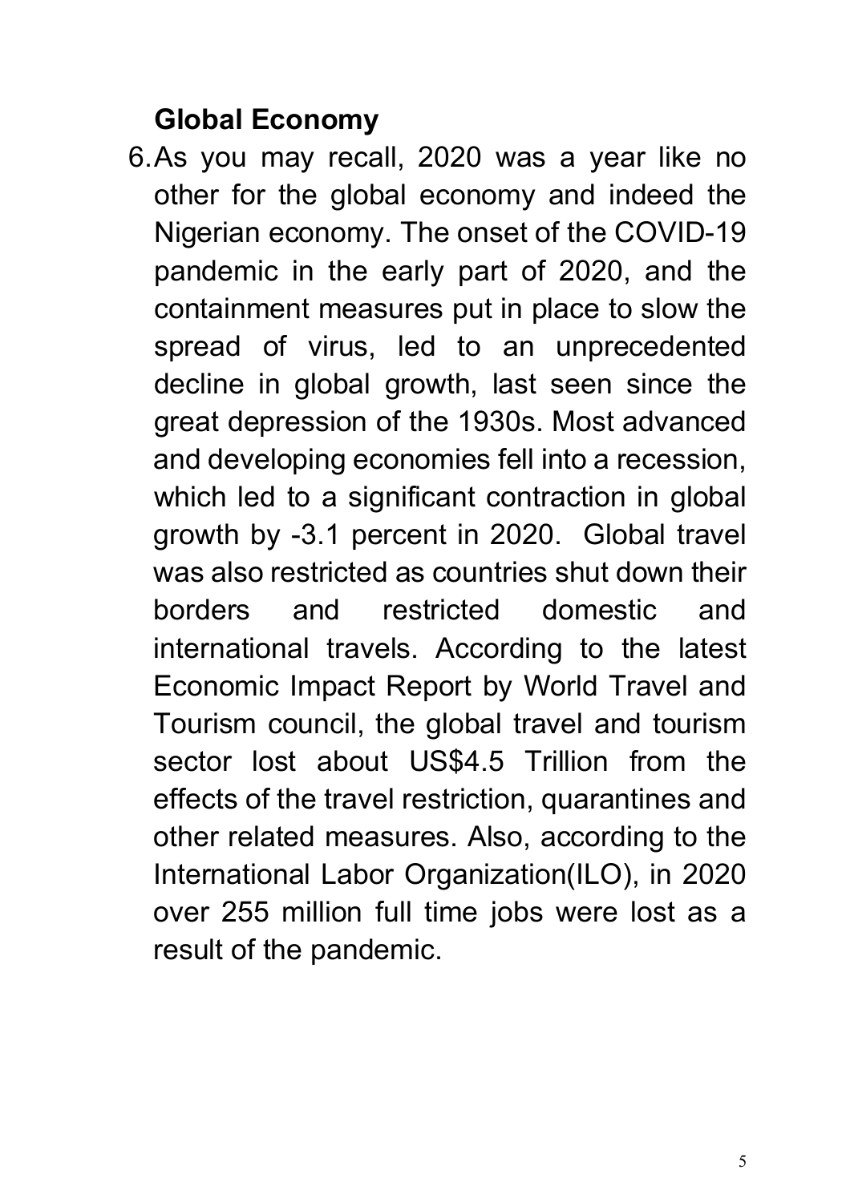**Global Economy**

6. As you may recall, 2020 was a year like no other for the global economy and indeed the Nigerian economy. The onset of the COVID-19 pandemic in the early part of 2020, and the containment measures put in place to slow the spread of virus, led to an unprecedented decline in global growth, last seen since the great depression of the 1930s. Most advanced and developing economies fell into a recession, which led to a significant contraction in global growth by -3.1 percent in 2020. Global travel was also restricted as countries shut down their borders and restricted domestic and international travels. According to the latest Economic Impact Report by World Travel and Tourism council, the global travel and tourism sector lost about US$4.5 Trillion from the effects of the travel restriction, quarantines and other related measures. Also, according to the International Labor Organization(ILO), in 2020 over 255 million full time jobs were lost as a result of the pandemic.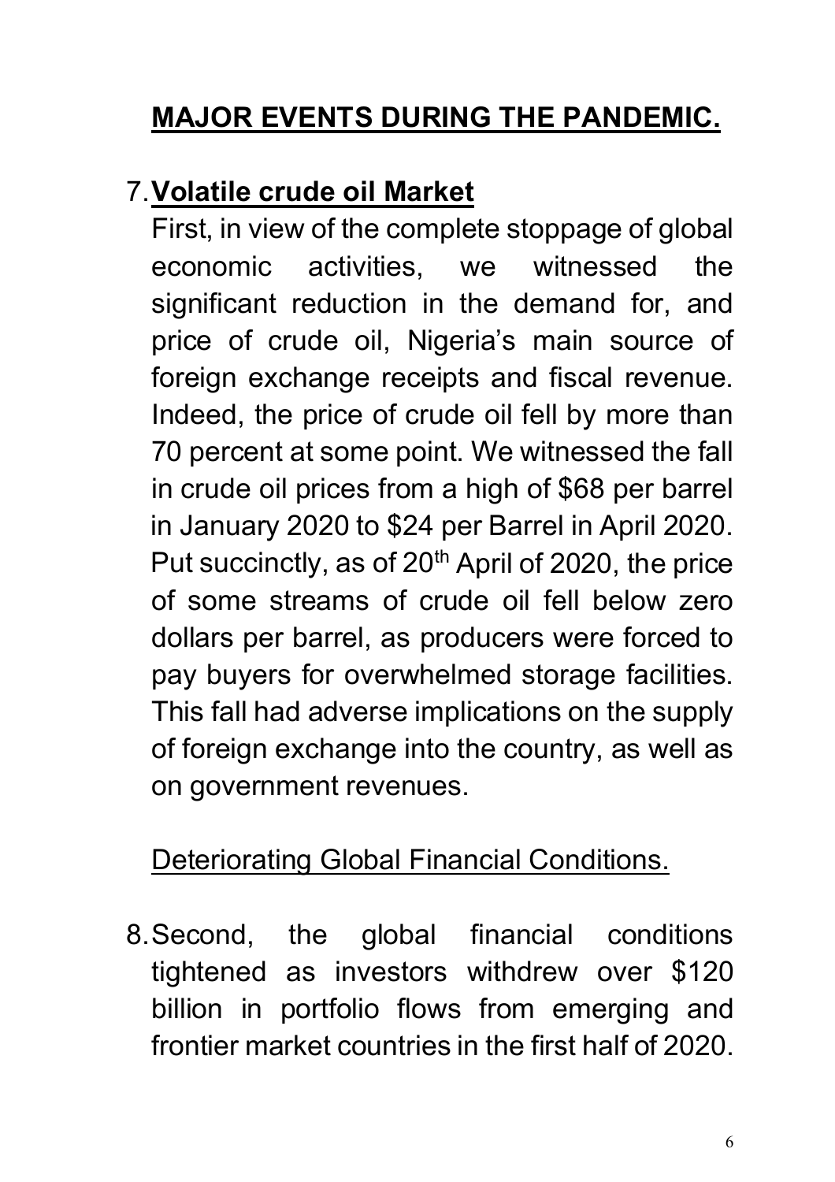## **MAJOR EVENTS DURING THE PANDEMIC.**

7. **Volatile crude oil Market**

   First, in view of the complete stoppage of global economic activities, we witnessed the significant reduction in the demand for, and price of crude oil, Nigeria's main source of foreign exchange receipts and fiscal revenue. Indeed, the price of crude oil fell by more than 70 percent at some point. We witnessed the fall in crude oil prices from a high of $68 per barrel in January 2020 to $24 per Barrel in April 2020. Put succinctly, as of 20th April of 2020, the price of some streams of crude oil fell below zero dollars per barrel, as producers were forced to pay buyers for overwhelmed storage facilities. This fall had adverse implications on the supply of foreign exchange into the country, as well as on government revenues.

   Deteriorating Global Financial Conditions.

8. Second, the global financial conditions tightened as investors withdrew over $120 billion in portfolio flows from emerging and frontier market countries in the first half of 2020.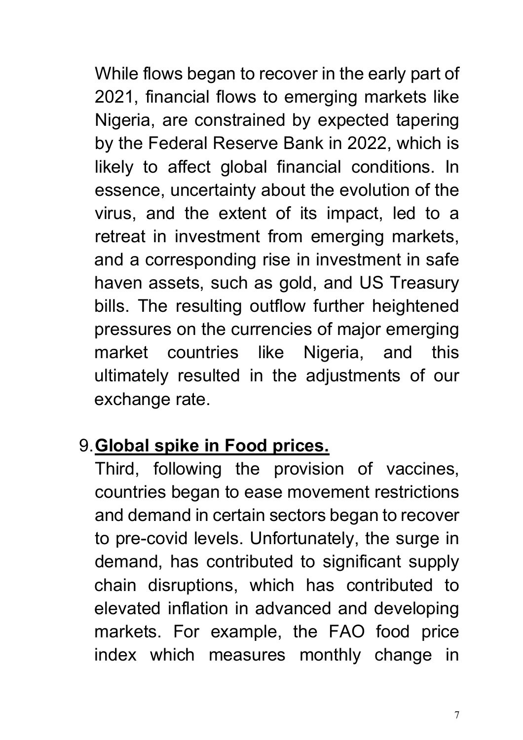While flows began to recover in the early part of 2021, financial flows to emerging markets like Nigeria, are constrained by expected tapering by the Federal Reserve Bank in 2022, which is likely to affect global financial conditions. In essence, uncertainty about the evolution of the virus, and the extent of its impact, led to a retreat in investment from emerging markets, and a corresponding rise in investment in safe haven assets, such as gold, and US Treasury bills. The resulting outflow further heightened pressures on the currencies of major emerging market countries like Nigeria, and this ultimately resulted in the adjustments of our exchange rate.

9. **<u>Global spike in Food prices.</u>**

Third, following the provision of vaccines, countries began to ease movement restrictions and demand in certain sectors began to recover to pre-covid levels. Unfortunately, the surge in demand, has contributed to significant supply chain disruptions, which has contributed to elevated inflation in advanced and developing markets. For example, the FAO food price index which measures monthly change in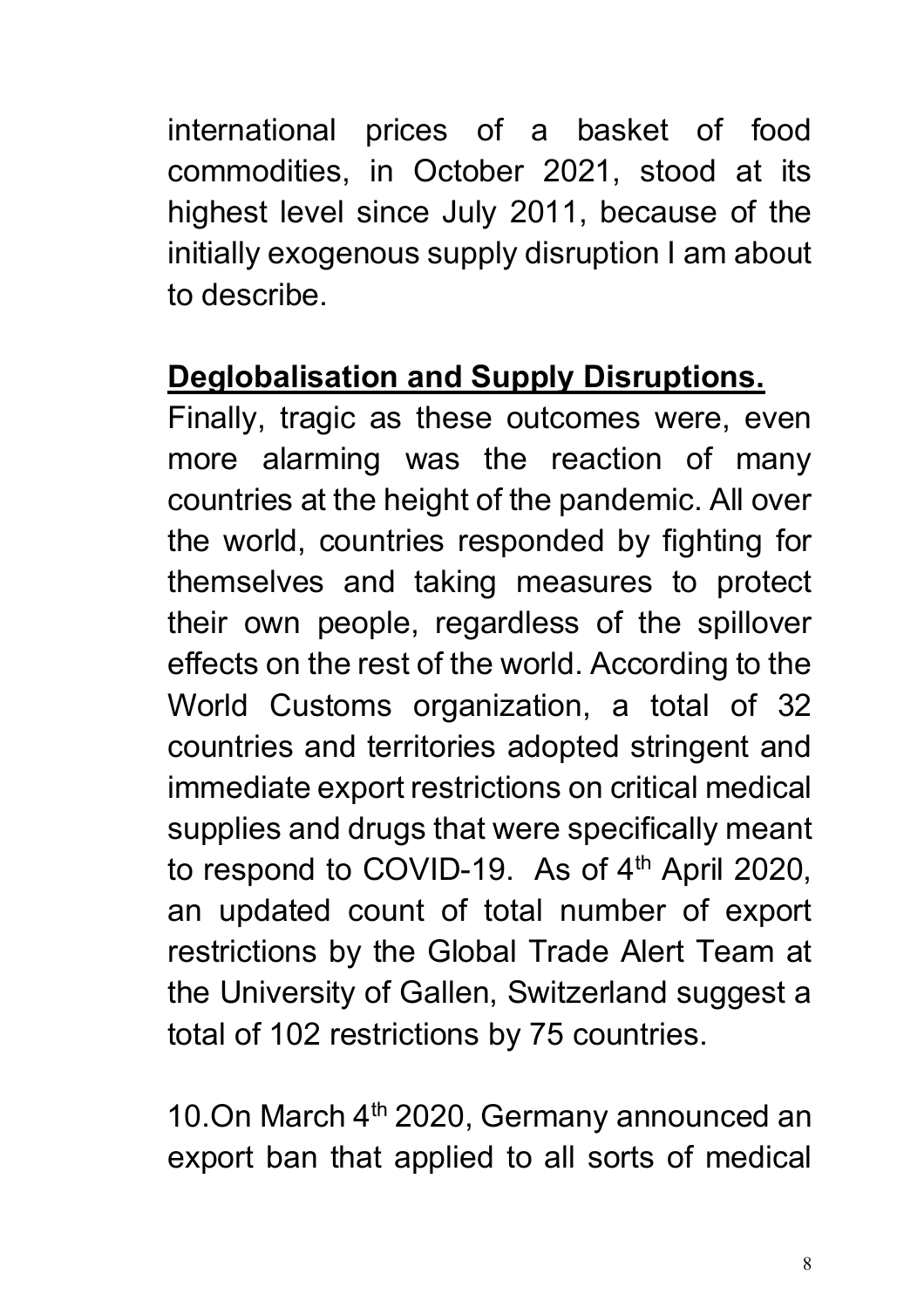international prices of a basket of food commodities, in October 2021, stood at its highest level since July 2011, because of the initially exogenous supply disruption I am about to describe.

## **Deglobalisation and Supply Disruptions.**

Finally, tragic as these outcomes were, even more alarming was the reaction of many countries at the height of the pandemic. All over the world, countries responded by fighting for themselves and taking measures to protect their own people, regardless of the spillover effects on the rest of the world. According to the World Customs organization, a total of 32 countries and territories adopted stringent and immediate export restrictions on critical medical supplies and drugs that were specifically meant to respond to COVID-19. As of 4th April 2020, an updated count of total number of export restrictions by the Global Trade Alert Team at the University of Gallen, Switzerland suggest a total of 102 restrictions by 75 countries.

10.On March 4th 2020, Germany announced an export ban that applied to all sorts of medical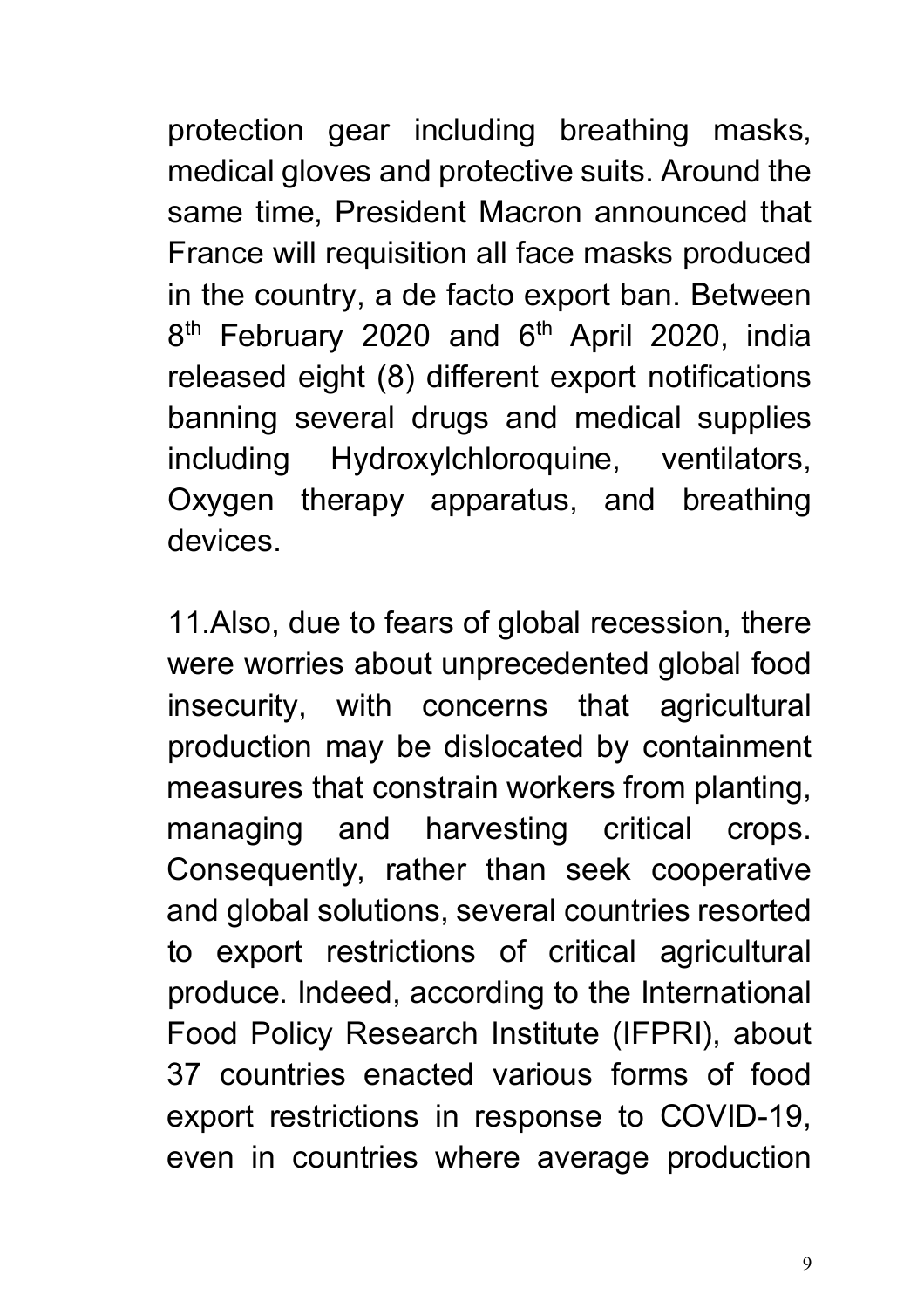protection gear including breathing masks, medical gloves and protective suits. Around the same time, President Macron announced that France will requisition all face masks produced in the country, a de facto export ban. Between 8th February 2020 and 6th April 2020, india released eight (8) different export notifications banning several drugs and medical supplies including Hydroxylchloroquine, ventilators, Oxygen therapy apparatus, and breathing devices.

11.Also, due to fears of global recession, there were worries about unprecedented global food insecurity, with concerns that agricultural production may be dislocated by containment measures that constrain workers from planting, managing and harvesting critical crops. Consequently, rather than seek cooperative and global solutions, several countries resorted to export restrictions of critical agricultural produce. Indeed, according to the International Food Policy Research Institute (IFPRI), about 37 countries enacted various forms of food export restrictions in response to COVID-19, even in countries where average production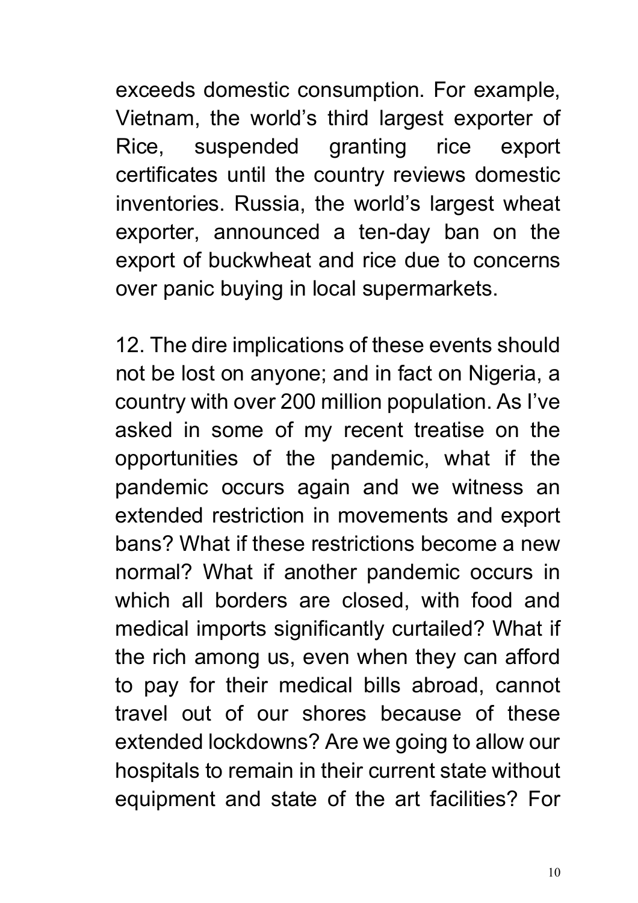exceeds domestic consumption. For example, Vietnam, the world's third largest exporter of Rice, suspended granting rice export certificates until the country reviews domestic inventories. Russia, the world's largest wheat exporter, announced a ten-day ban on the export of buckwheat and rice due to concerns over panic buying in local supermarkets.

12. The dire implications of these events should not be lost on anyone; and in fact on Nigeria, a country with over 200 million population. As I've asked in some of my recent treatise on the opportunities of the pandemic, what if the pandemic occurs again and we witness an extended restriction in movements and export bans? What if these restrictions become a new normal? What if another pandemic occurs in which all borders are closed, with food and medical imports significantly curtailed? What if the rich among us, even when they can afford to pay for their medical bills abroad, cannot travel out of our shores because of these extended lockdowns? Are we going to allow our hospitals to remain in their current state without equipment and state of the art facilities? For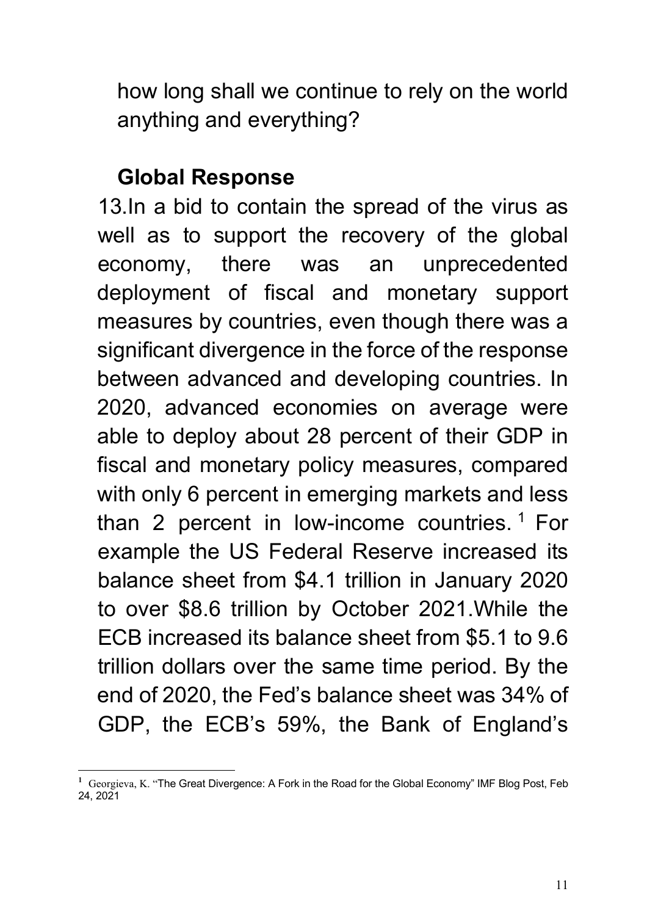how long shall we continue to rely on the world anything and everything?

## Global Response

13.In a bid to contain the spread of the virus as well as to support the recovery of the global economy, there was an unprecedented deployment of fiscal and monetary support measures by countries, even though there was a significant divergence in the force of the response between advanced and developing countries. In 2020, advanced economies on average were able to deploy about 28 percent of their GDP in fiscal and monetary policy measures, compared with only 6 percent in emerging markets and less than 2 percent in low-income countries.[1] For example the US Federal Reserve increased its balance sheet from $4.1 trillion in January 2020 to over $8.6 trillion by October 2021.While the ECB increased its balance sheet from $5.1 to 9.6 trillion dollars over the same time period. By the end of 2020, the Fed's balance sheet was 34% of GDP, the ECB's 59%, the Bank of England's

[1] Georgieva, K. "The Great Divergence: A Fork in the Road for the Global Economy" IMF Blog Post, Feb 24, 2021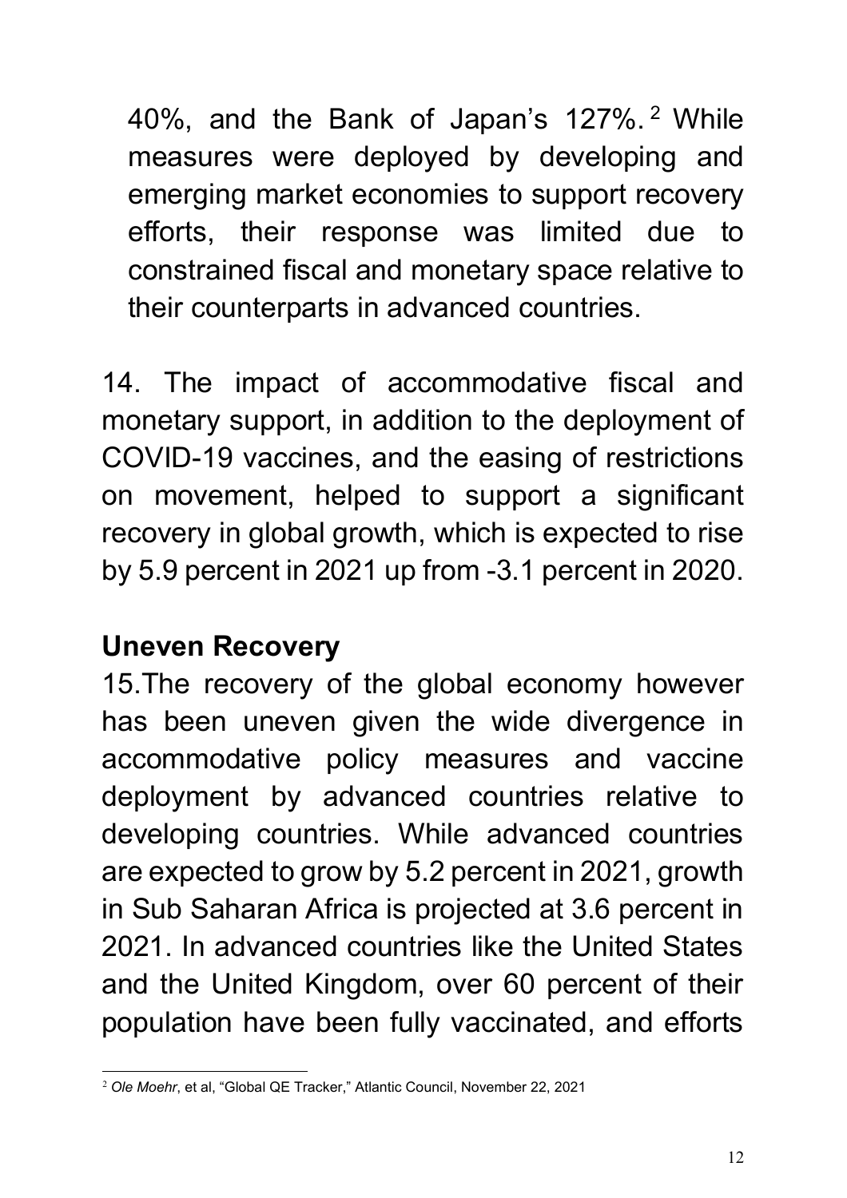40%, and the Bank of Japan's 127%.[2] While measures were deployed by developing and emerging market economies to support recovery efforts, their response was limited due to constrained fiscal and monetary space relative to their counterparts in advanced countries.

14. The impact of accommodative fiscal and monetary support, in addition to the deployment of COVID-19 vaccines, and the easing of restrictions on movement, helped to support a significant recovery in global growth, which is expected to rise by 5.9 percent in 2021 up from -3.1 percent in 2020.

**Uneven Recovery**

15.The recovery of the global economy however has been uneven given the wide divergence in accommodative policy measures and vaccine deployment by advanced countries relative to developing countries. While advanced countries are expected to grow by 5.2 percent in 2021, growth in Sub Saharan Africa is projected at 3.6 percent in 2021. In advanced countries like the United States and the United Kingdom, over 60 percent of their population have been fully vaccinated, and efforts

[2] *Ole Moehr*, et al, "Global QE Tracker," Atlantic Council, November 22, 2021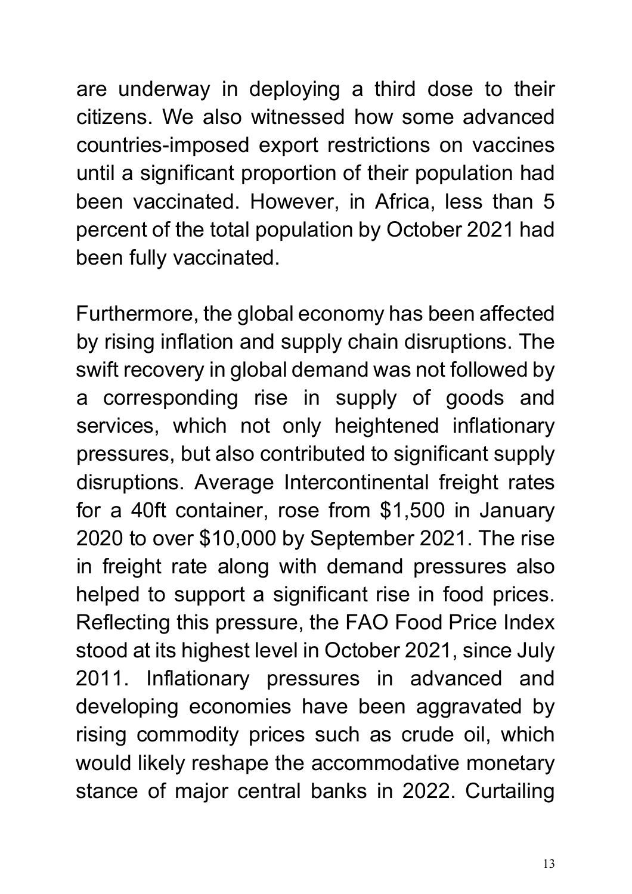are underway in deploying a third dose to their citizens. We also witnessed how some advanced countries-imposed export restrictions on vaccines until a significant proportion of their population had been vaccinated. However, in Africa, less than 5 percent of the total population by October 2021 had been fully vaccinated.

Furthermore, the global economy has been affected by rising inflation and supply chain disruptions. The swift recovery in global demand was not followed by a corresponding rise in supply of goods and services, which not only heightened inflationary pressures, but also contributed to significant supply disruptions. Average Intercontinental freight rates for a 40ft container, rose from $1,500 in January 2020 to over $10,000 by September 2021. The rise in freight rate along with demand pressures also helped to support a significant rise in food prices. Reflecting this pressure, the FAO Food Price Index stood at its highest level in October 2021, since July 2011. Inflationary pressures in advanced and developing economies have been aggravated by rising commodity prices such as crude oil, which would likely reshape the accommodative monetary stance of major central banks in 2022. Curtailing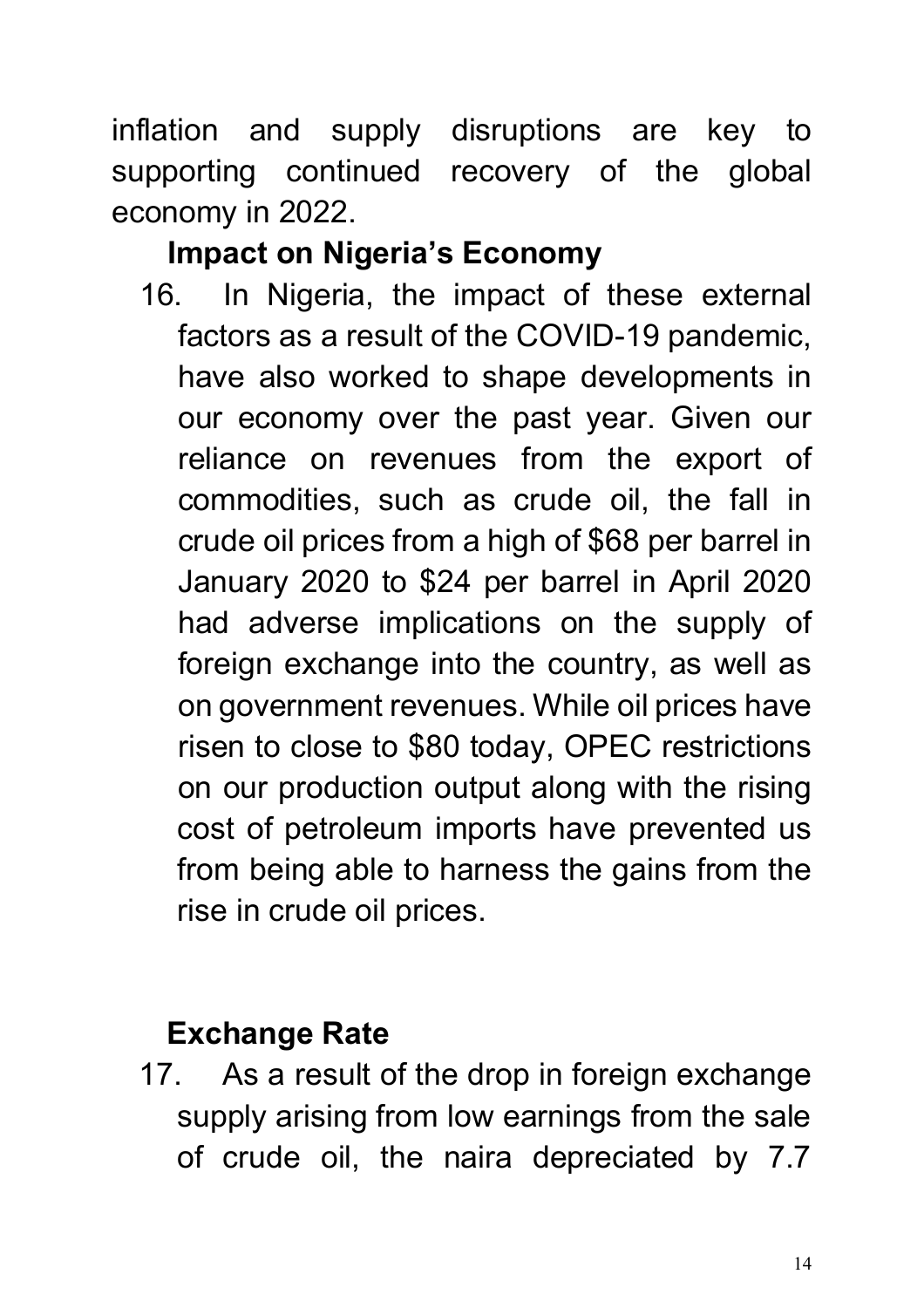inflation and supply disruptions are key to supporting continued recovery of the global economy in 2022.

## Impact on Nigeria's Economy

16. In Nigeria, the impact of these external factors as a result of the COVID-19 pandemic, have also worked to shape developments in our economy over the past year. Given our reliance on revenues from the export of commodities, such as crude oil, the fall in crude oil prices from a high of $68 per barrel in January 2020 to $24 per barrel in April 2020 had adverse implications on the supply of foreign exchange into the country, as well as on government revenues. While oil prices have risen to close to $80 today, OPEC restrictions on our production output along with the rising cost of petroleum imports have prevented us from being able to harness the gains from the rise in crude oil prices.

## Exchange Rate

17. As a result of the drop in foreign exchange supply arising from low earnings from the sale of crude oil, the naira depreciated by 7.7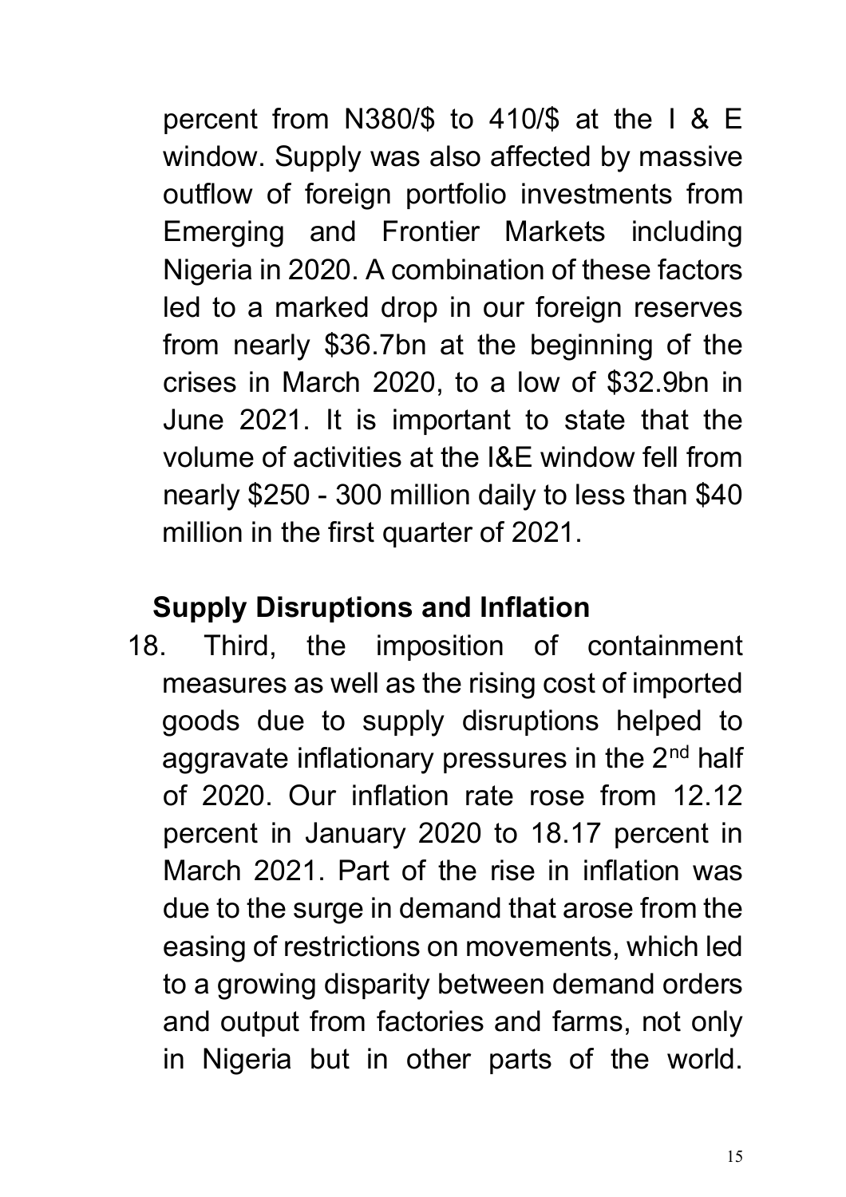percent from N380/$ to 410/$ at the I & E window. Supply was also affected by massive outflow of foreign portfolio investments from Emerging and Frontier Markets including Nigeria in 2020. A combination of these factors led to a marked drop in our foreign reserves from nearly $36.7bn at the beginning of the crises in March 2020, to a low of $32.9bn in June 2021. It is important to state that the volume of activities at the I&E window fell from nearly $250 - 300 million daily to less than $40 million in the first quarter of 2021.

**Supply Disruptions and Inflation**

18. Third, the imposition of containment measures as well as the rising cost of imported goods due to supply disruptions helped to aggravate inflationary pressures in the 2nd half of 2020. Our inflation rate rose from 12.12 percent in January 2020 to 18.17 percent in March 2021. Part of the rise in inflation was due to the surge in demand that arose from the easing of restrictions on movements, which led to a growing disparity between demand orders and output from factories and farms, not only in Nigeria but in other parts of the world.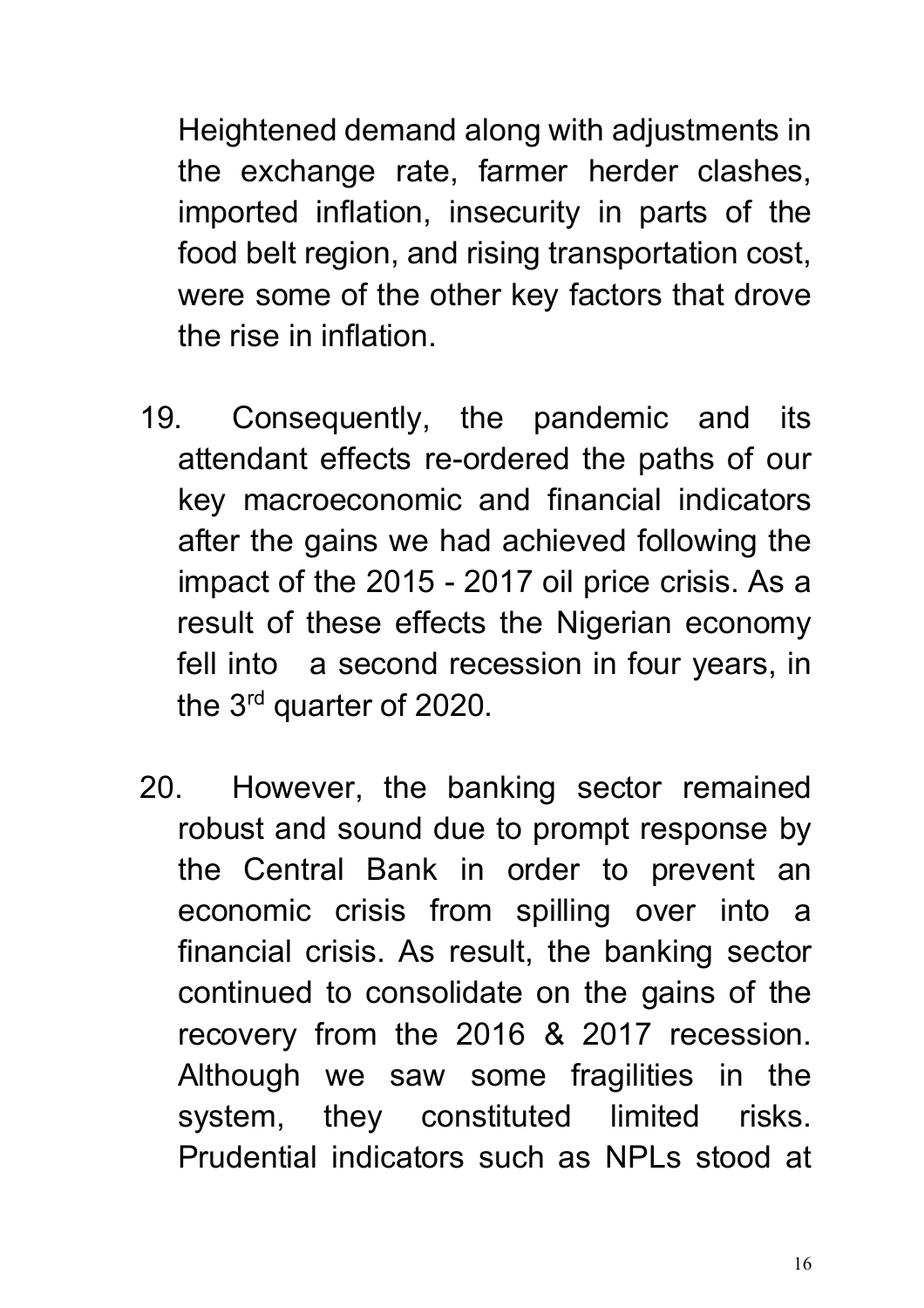Heightened demand along with adjustments in the exchange rate, farmer herder clashes, imported inflation, insecurity in parts of the food belt region, and rising transportation cost, were some of the other key factors that drove the rise in inflation.

19. Consequently, the pandemic and its attendant effects re-ordered the paths of our key macroeconomic and financial indicators after the gains we had achieved following the impact of the 2015 - 2017 oil price crisis. As a result of these effects the Nigerian economy fell into a second recession in four years, in the 3rd quarter of 2020.

20. However, the banking sector remained robust and sound due to prompt response by the Central Bank in order to prevent an economic crisis from spilling over into a financial crisis. As result, the banking sector continued to consolidate on the gains of the recovery from the 2016 & 2017 recession. Although we saw some fragilities in the system, they constituted limited risks. Prudential indicators such as NPLs stood at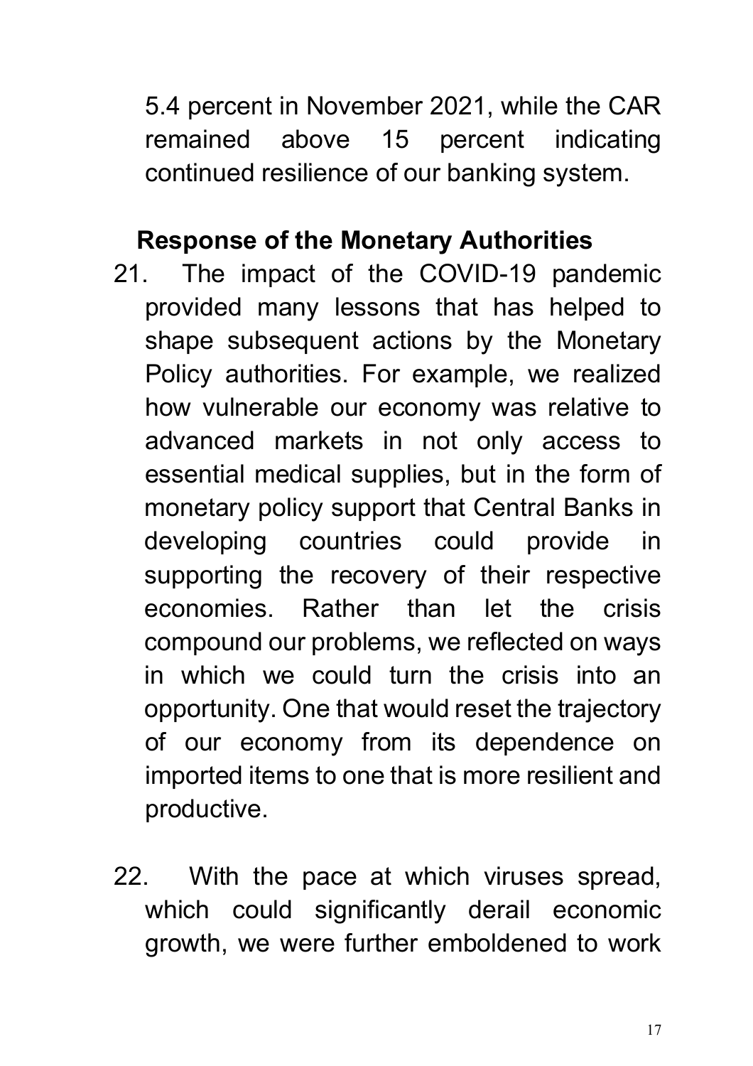5.4 percent in November 2021, while the CAR remained above 15 percent indicating continued resilience of our banking system.

## Response of the Monetary Authorities

21. The impact of the COVID-19 pandemic provided many lessons that has helped to shape subsequent actions by the Monetary Policy authorities. For example, we realized how vulnerable our economy was relative to advanced markets in not only access to essential medical supplies, but in the form of monetary policy support that Central Banks in developing countries could provide in supporting the recovery of their respective economies. Rather than let the crisis compound our problems, we reflected on ways in which we could turn the crisis into an opportunity. One that would reset the trajectory of our economy from its dependence on imported items to one that is more resilient and productive.

22. With the pace at which viruses spread, which could significantly derail economic growth, we were further emboldened to work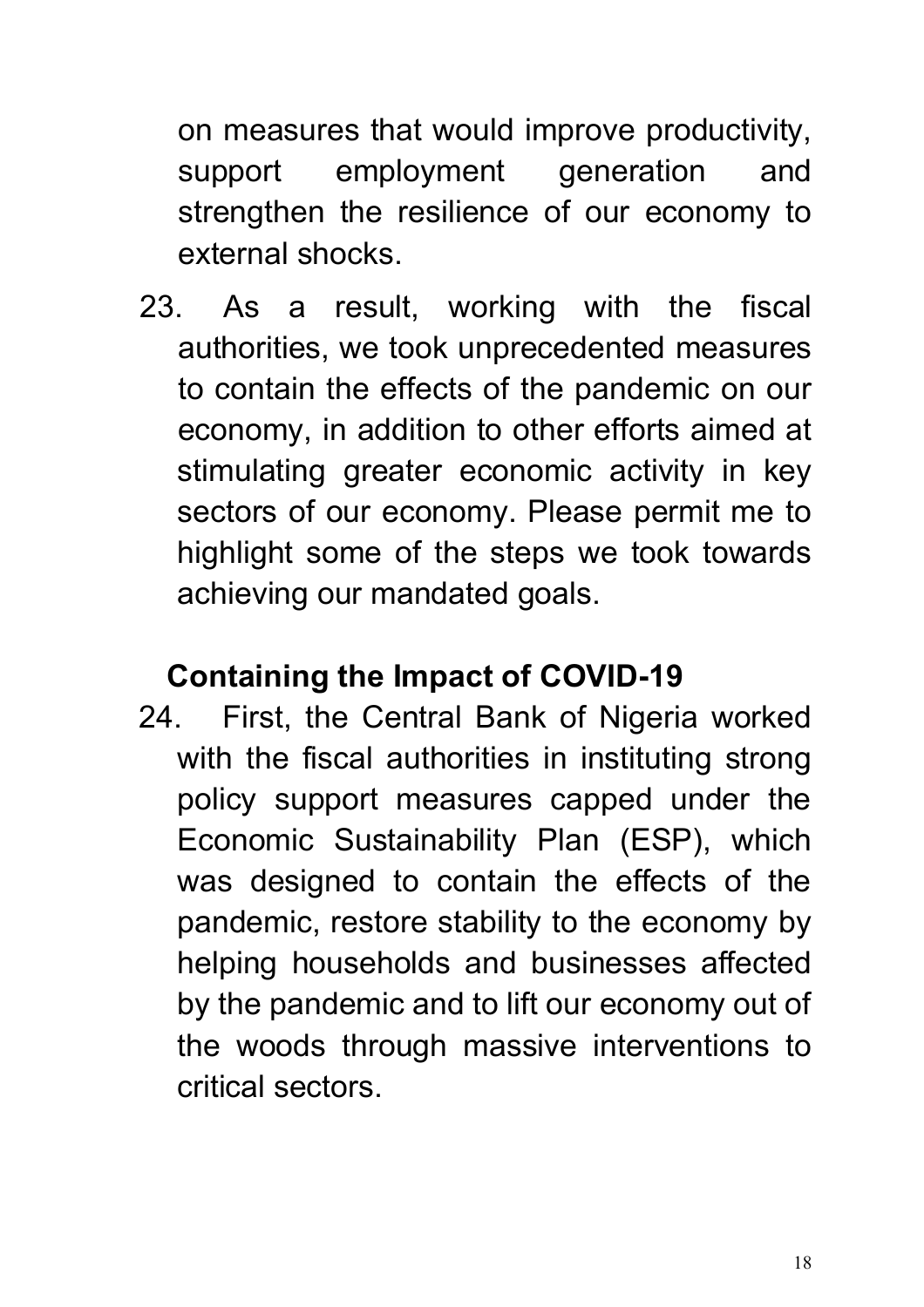on measures that would improve productivity, support employment generation and strengthen the resilience of our economy to external shocks.

23. As a result, working with the fiscal authorities, we took unprecedented measures to contain the effects of the pandemic on our economy, in addition to other efforts aimed at stimulating greater economic activity in key sectors of our economy. Please permit me to highlight some of the steps we took towards achieving our mandated goals.

## Containing the Impact of COVID-19

24. First, the Central Bank of Nigeria worked with the fiscal authorities in instituting strong policy support measures capped under the Economic Sustainability Plan (ESP), which was designed to contain the effects of the pandemic, restore stability to the economy by helping households and businesses affected by the pandemic and to lift our economy out of the woods through massive interventions to critical sectors.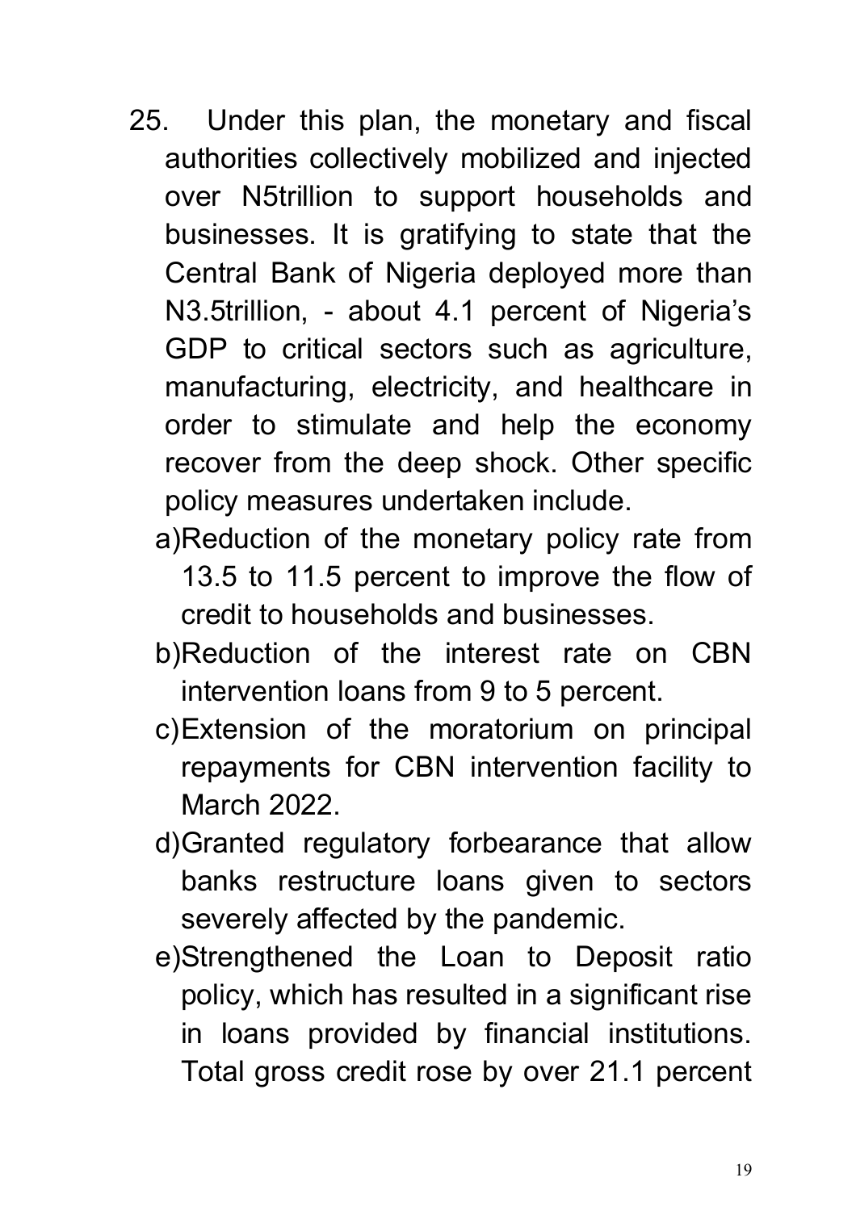25. Under this plan, the monetary and fiscal authorities collectively mobilized and injected over N5trillion to support households and businesses. It is gratifying to state that the Central Bank of Nigeria deployed more than N3.5trillion, - about 4.1 percent of Nigeria's GDP to critical sectors such as agriculture, manufacturing, electricity, and healthcare in order to stimulate and help the economy recover from the deep shock. Other specific policy measures undertaken include.

    a) Reduction of the monetary policy rate from 13.5 to 11.5 percent to improve the flow of credit to households and businesses.

    b) Reduction of the interest rate on CBN intervention loans from 9 to 5 percent.

    c) Extension of the moratorium on principal repayments for CBN intervention facility to March 2022.

    d) Granted regulatory forbearance that allow banks restructure loans given to sectors severely affected by the pandemic.

    e) Strengthened the Loan to Deposit ratio policy, which has resulted in a significant rise in loans provided by financial institutions. Total gross credit rose by over 21.1 percent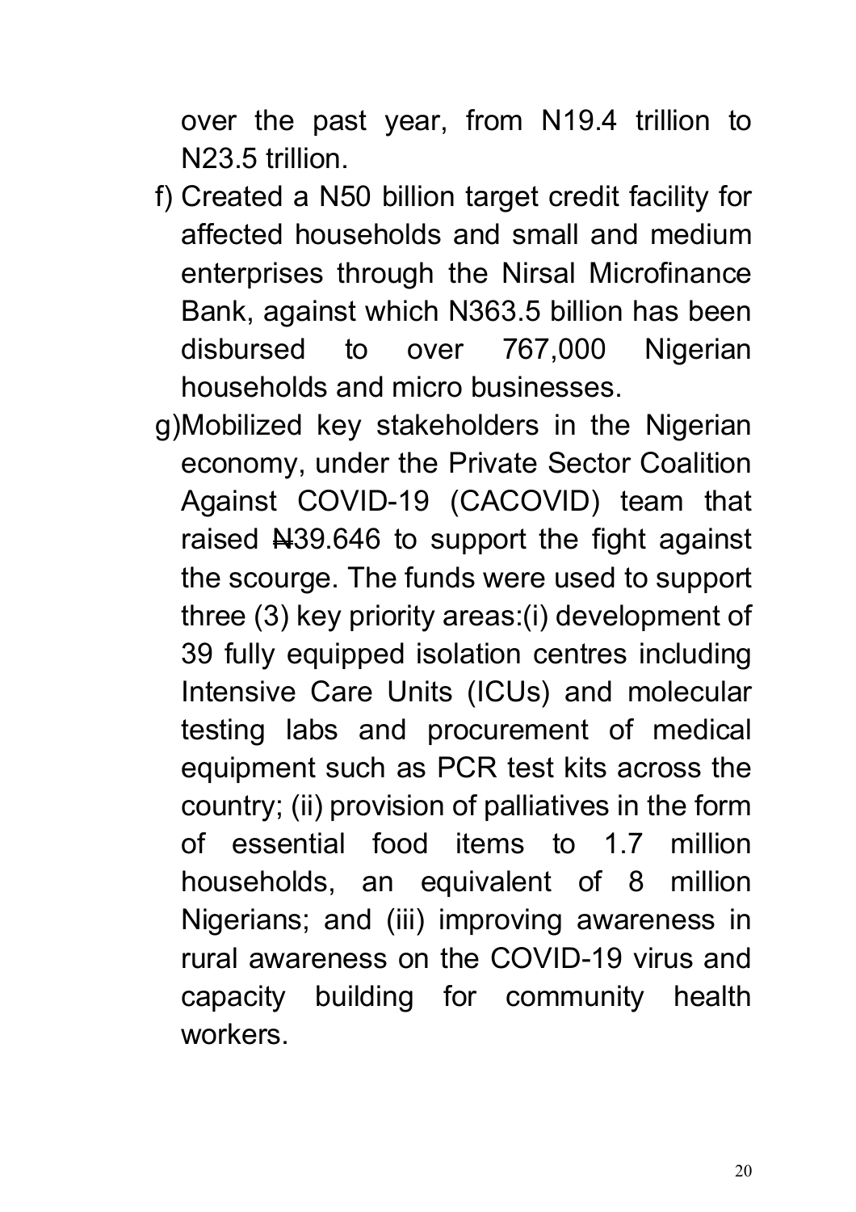over the past year, from N19.4 trillion to N23.5 trillion.

f) Created a N50 billion target credit facility for affected households and small and medium enterprises through the Nirsal Microfinance Bank, against which N363.5 billion has been disbursed to over 767,000 Nigerian households and micro businesses.

g) Mobilized key stakeholders in the Nigerian economy, under the Private Sector Coalition Against COVID-19 (CACOVID) team that raised ₦39.646 to support the fight against the scourge. The funds were used to support three (3) key priority areas:(i) development of 39 fully equipped isolation centres including Intensive Care Units (ICUs) and molecular testing labs and procurement of medical equipment such as PCR test kits across the country; (ii) provision of palliatives in the form of essential food items to 1.7 million households, an equivalent of 8 million Nigerians; and (iii) improving awareness in rural awareness on the COVID-19 virus and capacity building for community health workers.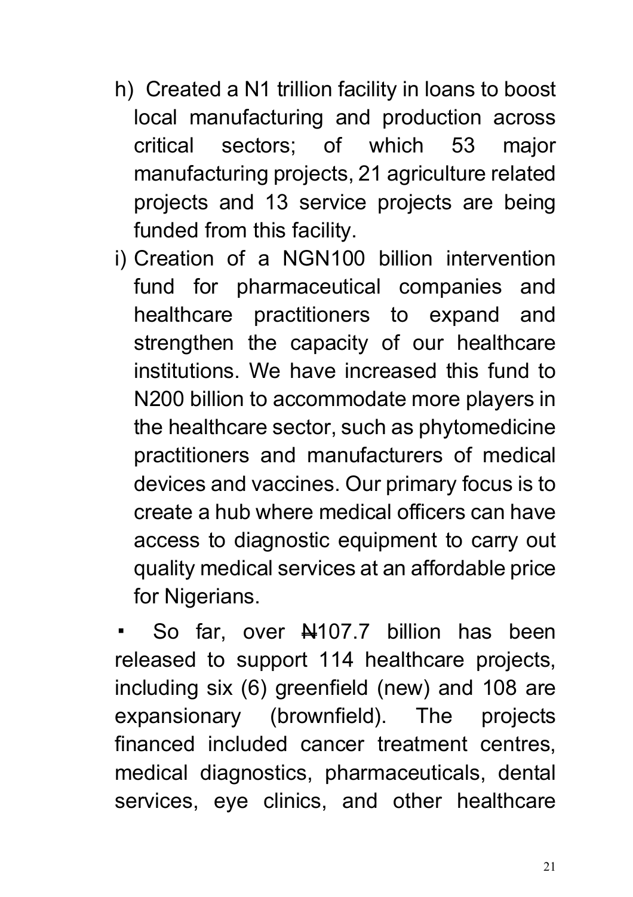h) Created a N1 trillion facility in loans to boost local manufacturing and production across critical sectors; of which 53 major manufacturing projects, 21 agriculture related projects and 13 service projects are being funded from this facility.

i) Creation of a NGN100 billion intervention fund for pharmaceutical companies and healthcare practitioners to expand and strengthen the capacity of our healthcare institutions. We have increased this fund to N200 billion to accommodate more players in the healthcare sector, such as phytomedicine practitioners and manufacturers of medical devices and vaccines. Our primary focus is to create a hub where medical officers can have access to diagnostic equipment to carry out quality medical services at an affordable price for Nigerians.

- So far, over ₦107.7 billion has been released to support 114 healthcare projects, including six (6) greenfield (new) and 108 are expansionary (brownfield). The projects financed included cancer treatment centres, medical diagnostics, pharmaceuticals, dental services, eye clinics, and other healthcare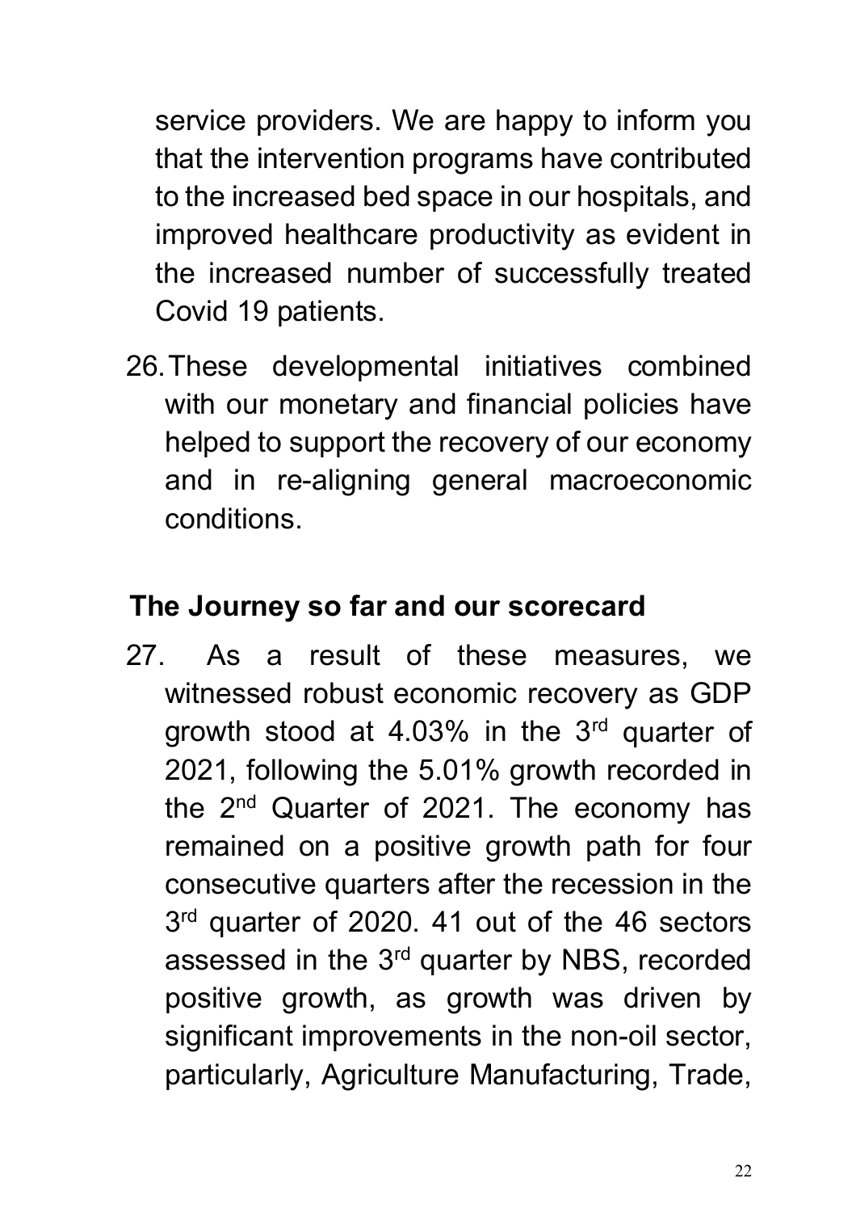service providers. We are happy to inform you that the intervention programs have contributed to the increased bed space in our hospitals, and improved healthcare productivity as evident in the increased number of successfully treated Covid 19 patients.

26. These developmental initiatives combined with our monetary and financial policies have helped to support the recovery of our economy and in re-aligning general macroeconomic conditions.

## The Journey so far and our scorecard

27. As a result of these measures, we witnessed robust economic recovery as GDP growth stood at 4.03% in the 3rd quarter of 2021, following the 5.01% growth recorded in the 2nd Quarter of 2021. The economy has remained on a positive growth path for four consecutive quarters after the recession in the 3rd quarter of 2020. 41 out of the 46 sectors assessed in the 3rd quarter by NBS, recorded positive growth, as growth was driven by significant improvements in the non-oil sector, particularly, Agriculture Manufacturing, Trade,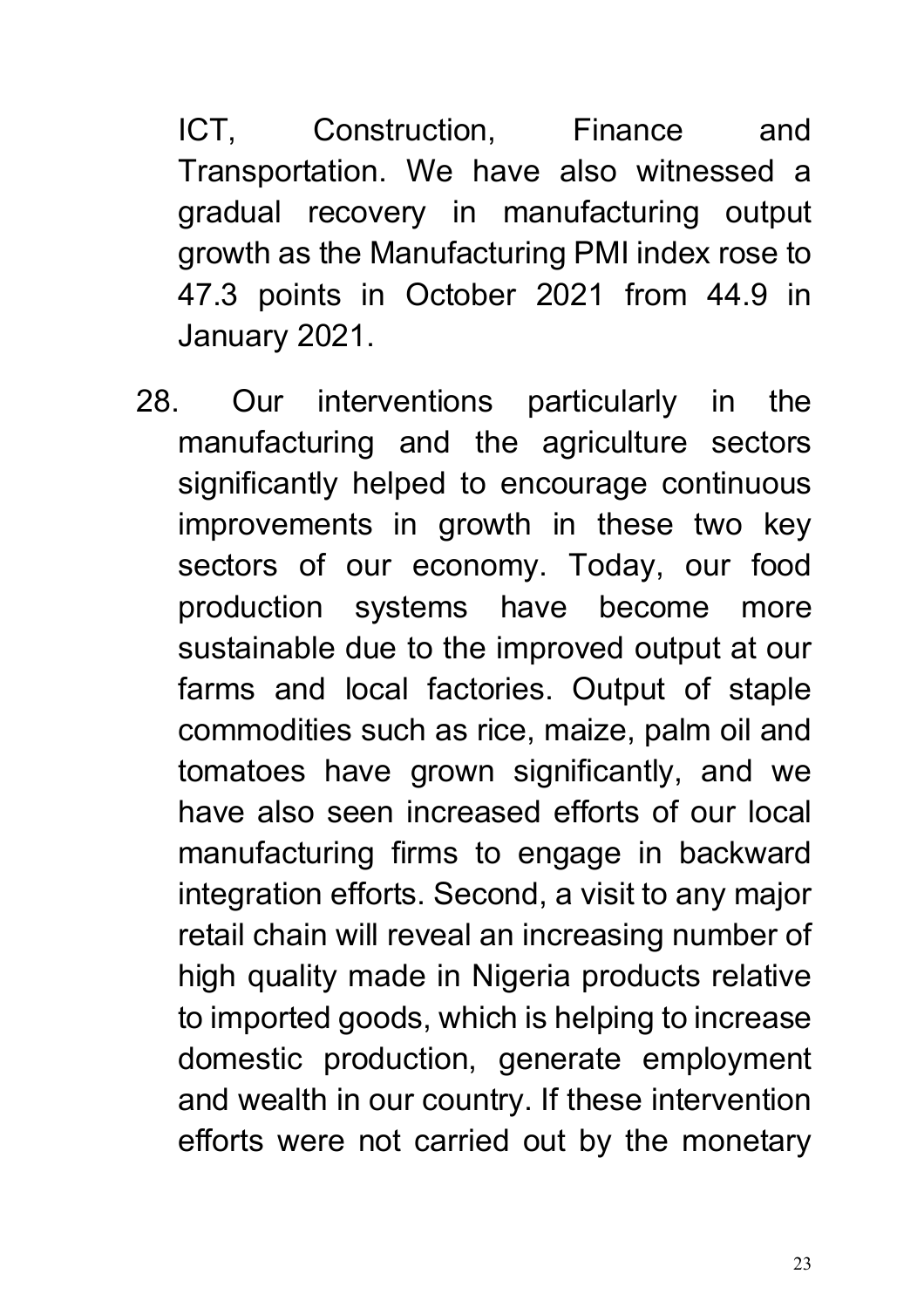ICT, Construction, Finance and Transportation. We have also witnessed a gradual recovery in manufacturing output growth as the Manufacturing PMI index rose to 47.3 points in October 2021 from 44.9 in January 2021.

28. Our interventions particularly in the manufacturing and the agriculture sectors significantly helped to encourage continuous improvements in growth in these two key sectors of our economy. Today, our food production systems have become more sustainable due to the improved output at our farms and local factories. Output of staple commodities such as rice, maize, palm oil and tomatoes have grown significantly, and we have also seen increased efforts of our local manufacturing firms to engage in backward integration efforts. Second, a visit to any major retail chain will reveal an increasing number of high quality made in Nigeria products relative to imported goods, which is helping to increase domestic production, generate employment and wealth in our country. If these intervention efforts were not carried out by the monetary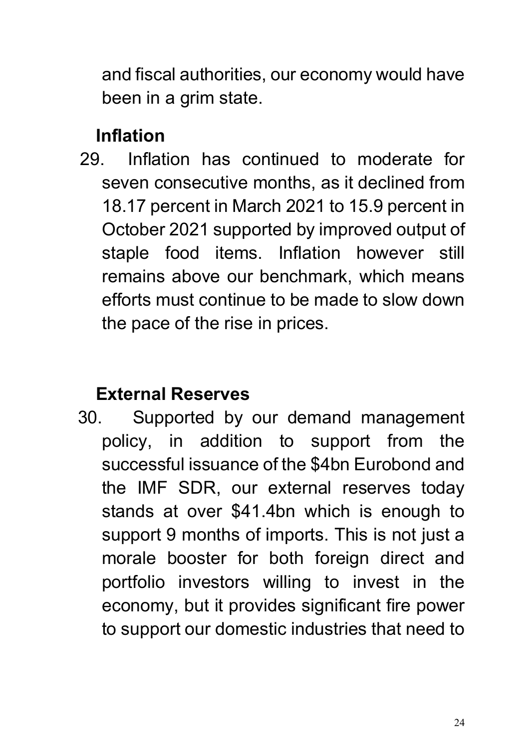and fiscal authorities, our economy would have been in a grim state.

## Inflation

29. Inflation has continued to moderate for seven consecutive months, as it declined from 18.17 percent in March 2021 to 15.9 percent in October 2021 supported by improved output of staple food items. Inflation however still remains above our benchmark, which means efforts must continue to be made to slow down the pace of the rise in prices.

## External Reserves

30. Supported by our demand management policy, in addition to support from the successful issuance of the $4bn Eurobond and the IMF SDR, our external reserves today stands at over $41.4bn which is enough to support 9 months of imports. This is not just a morale booster for both foreign direct and portfolio investors willing to invest in the economy, but it provides significant fire power to support our domestic industries that need to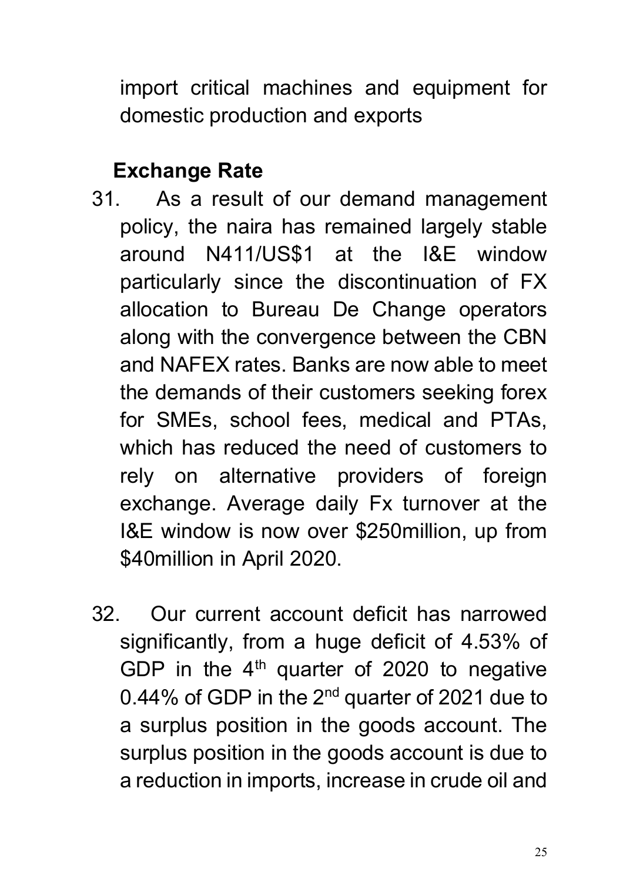import critical machines and equipment for domestic production and exports

**Exchange Rate**

31. As a result of our demand management policy, the naira has remained largely stable around N411/US$1 at the I&E window particularly since the discontinuation of FX allocation to Bureau De Change operators along with the convergence between the CBN and NAFEX rates. Banks are now able to meet the demands of their customers seeking forex for SMEs, school fees, medical and PTAs, which has reduced the need of customers to rely on alternative providers of foreign exchange. Average daily Fx turnover at the I&E window is now over $250million, up from $40million in April 2020.

32. Our current account deficit has narrowed significantly, from a huge deficit of 4.53% of GDP in the 4th quarter of 2020 to negative 0.44% of GDP in the 2nd quarter of 2021 due to a surplus position in the goods account. The surplus position in the goods account is due to a reduction in imports, increase in crude oil and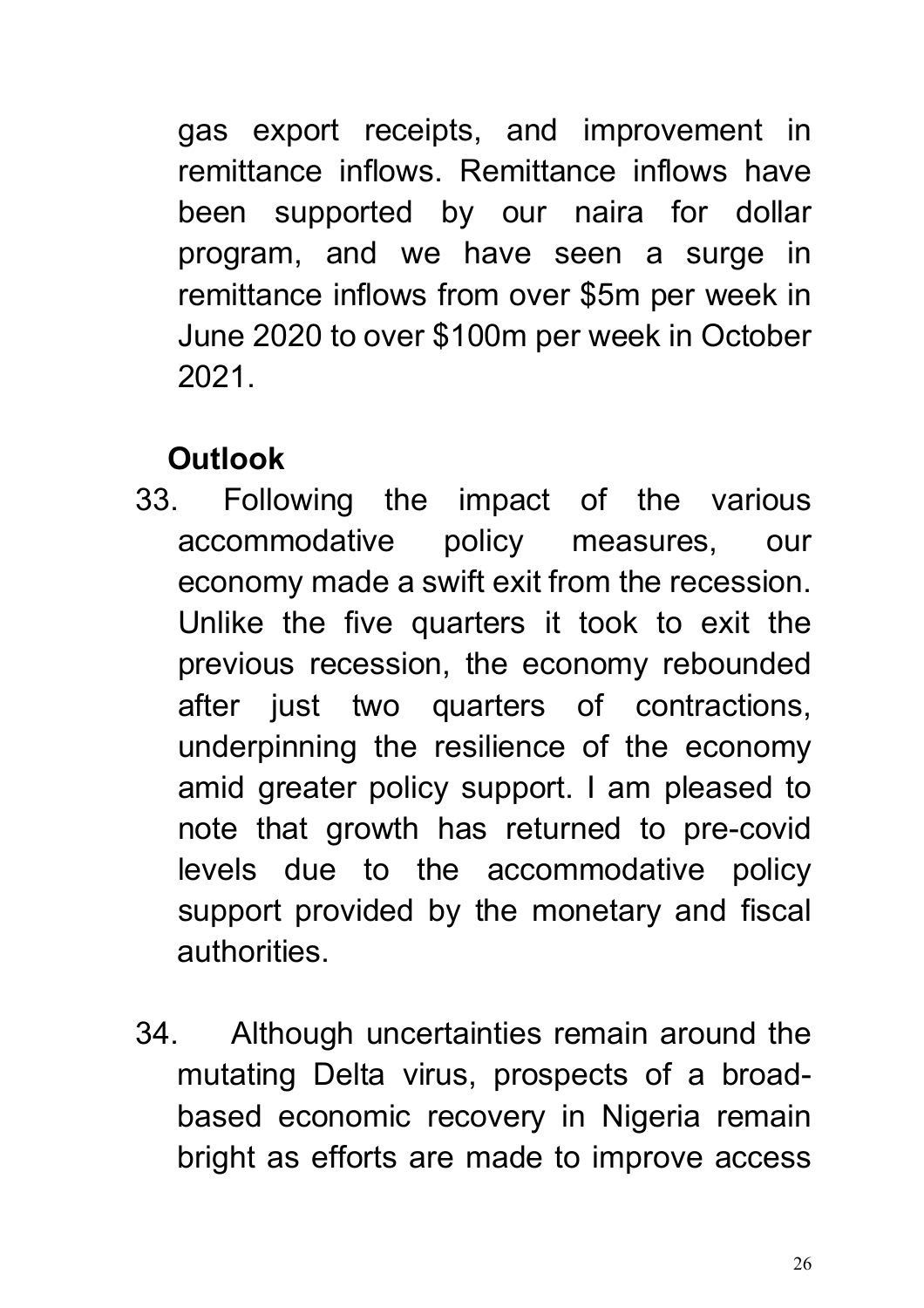gas export receipts, and improvement in remittance inflows. Remittance inflows have been supported by our naira for dollar program, and we have seen a surge in remittance inflows from over $5m per week in June 2020 to over $100m per week in October 2021.

**Outlook**

33. Following the impact of the various accommodative policy measures, our economy made a swift exit from the recession. Unlike the five quarters it took to exit the previous recession, the economy rebounded after just two quarters of contractions, underpinning the resilience of the economy amid greater policy support. I am pleased to note that growth has returned to pre-covid levels due to the accommodative policy support provided by the monetary and fiscal authorities.

34. Although uncertainties remain around the mutating Delta virus, prospects of a broad-based economic recovery in Nigeria remain bright as efforts are made to improve access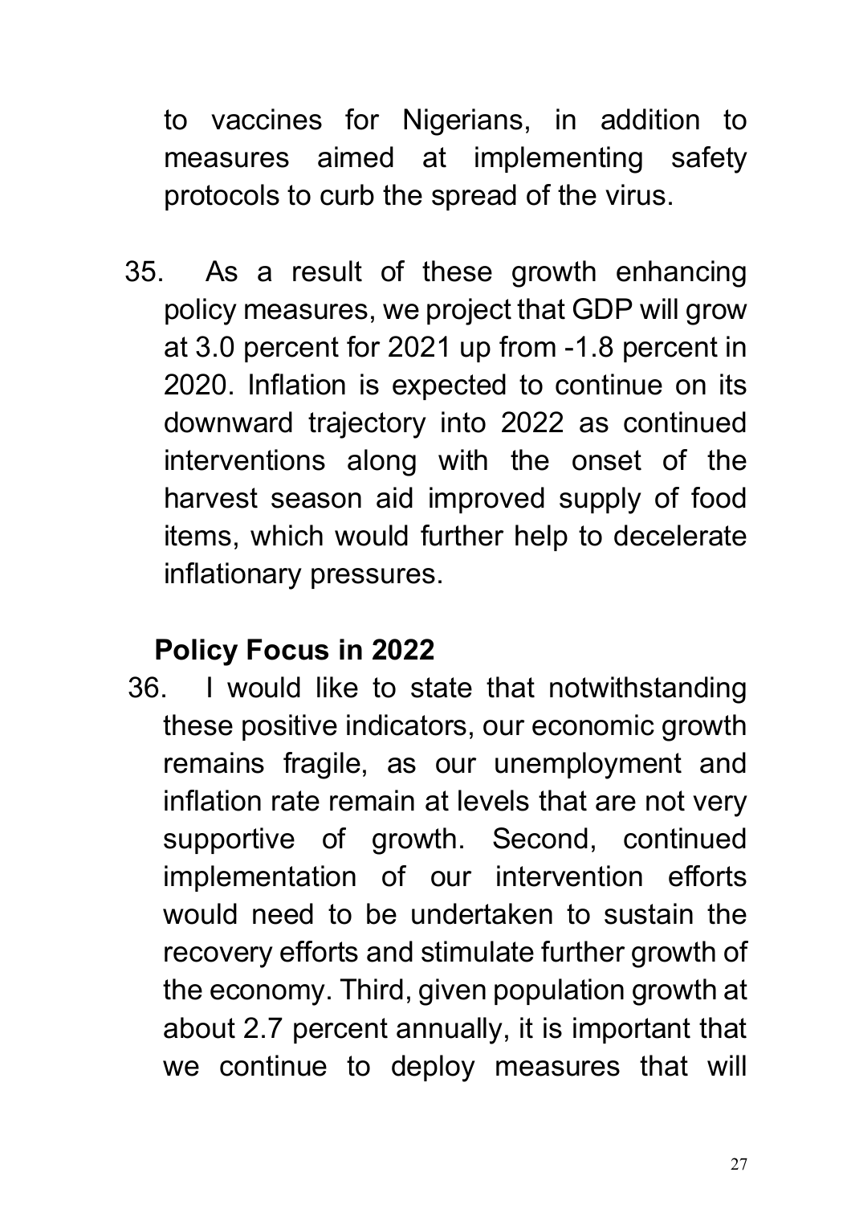to vaccines for Nigerians, in addition to measures aimed at implementing safety protocols to curb the spread of the virus.

35. As a result of these growth enhancing policy measures, we project that GDP will grow at 3.0 percent for 2021 up from -1.8 percent in 2020. Inflation is expected to continue on its downward trajectory into 2022 as continued interventions along with the onset of the harvest season aid improved supply of food items, which would further help to decelerate inflationary pressures.

## Policy Focus in 2022

36. I would like to state that notwithstanding these positive indicators, our economic growth remains fragile, as our unemployment and inflation rate remain at levels that are not very supportive of growth. Second, continued implementation of our intervention efforts would need to be undertaken to sustain the recovery efforts and stimulate further growth of the economy. Third, given population growth at about 2.7 percent annually, it is important that we continue to deploy measures that will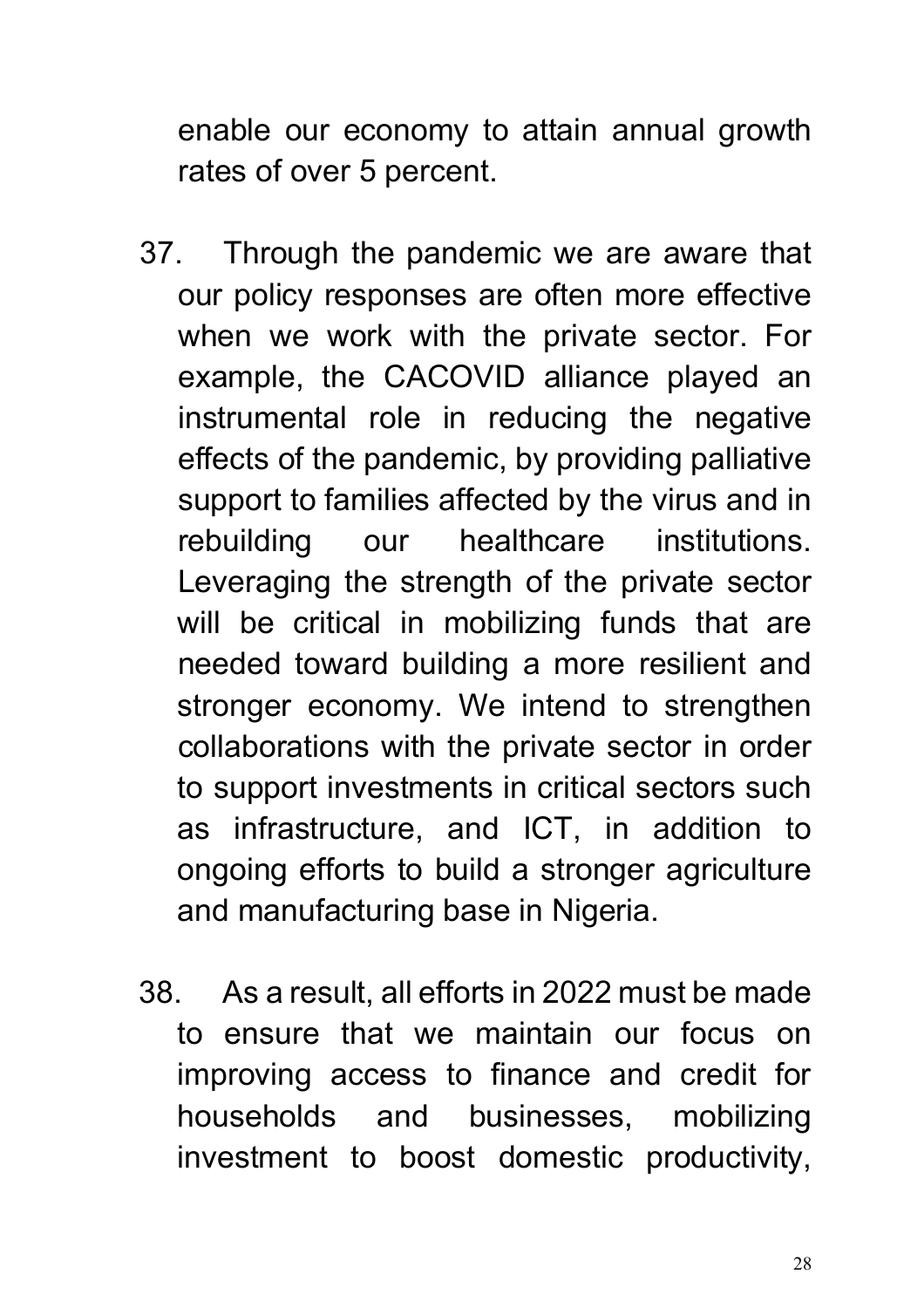enable our economy to attain annual growth rates of over 5 percent.

37. Through the pandemic we are aware that our policy responses are often more effective when we work with the private sector. For example, the CACOVID alliance played an instrumental role in reducing the negative effects of the pandemic, by providing palliative support to families affected by the virus and in rebuilding our healthcare institutions. Leveraging the strength of the private sector will be critical in mobilizing funds that are needed toward building a more resilient and stronger economy. We intend to strengthen collaborations with the private sector in order to support investments in critical sectors such as infrastructure, and ICT, in addition to ongoing efforts to build a stronger agriculture and manufacturing base in Nigeria.

38. As a result, all efforts in 2022 must be made to ensure that we maintain our focus on improving access to finance and credit for households and businesses, mobilizing investment to boost domestic productivity,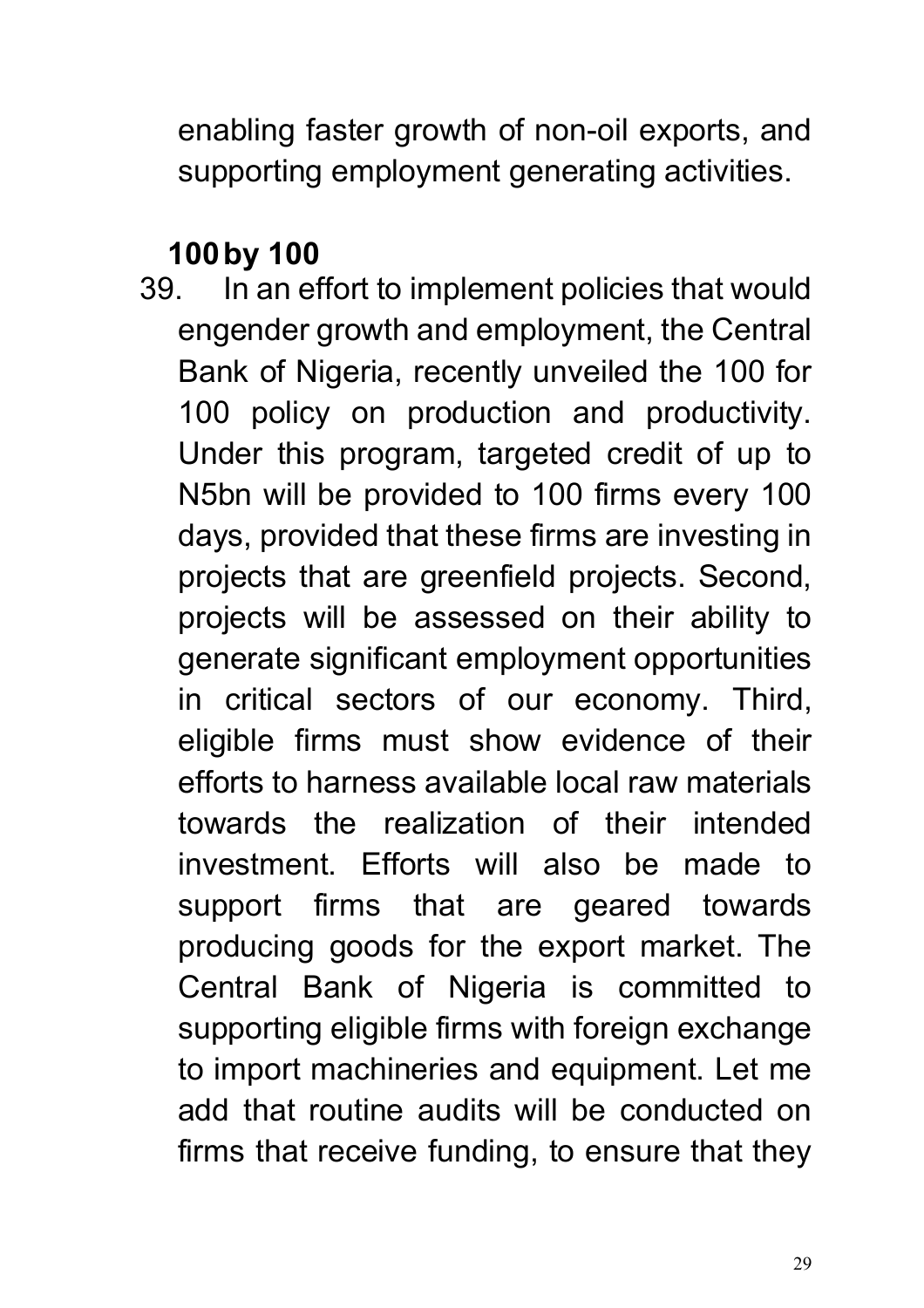enabling faster growth of non-oil exports, and supporting employment generating activities.

**100 by 100**

39. In an effort to implement policies that would engender growth and employment, the Central Bank of Nigeria, recently unveiled the 100 for 100 policy on production and productivity. Under this program, targeted credit of up to N5bn will be provided to 100 firms every 100 days, provided that these firms are investing in projects that are greenfield projects. Second, projects will be assessed on their ability to generate significant employment opportunities in critical sectors of our economy. Third, eligible firms must show evidence of their efforts to harness available local raw materials towards the realization of their intended investment. Efforts will also be made to support firms that are geared towards producing goods for the export market. The Central Bank of Nigeria is committed to supporting eligible firms with foreign exchange to import machineries and equipment. Let me add that routine audits will be conducted on firms that receive funding, to ensure that they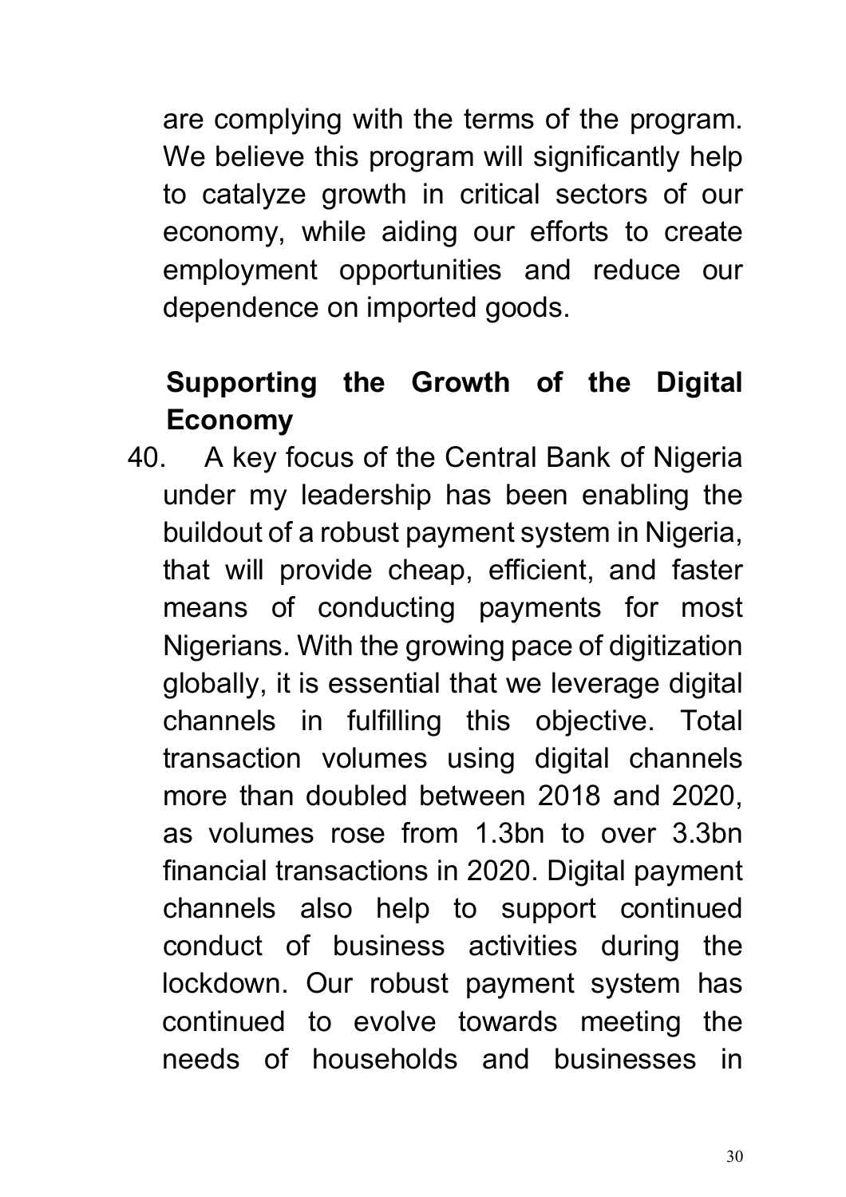are complying with the terms of the program. We believe this program will significantly help to catalyze growth in critical sectors of our economy, while aiding our efforts to create employment opportunities and reduce our dependence on imported goods.

**Supporting the Growth of the Digital Economy**

40. A key focus of the Central Bank of Nigeria under my leadership has been enabling the buildout of a robust payment system in Nigeria, that will provide cheap, efficient, and faster means of conducting payments for most Nigerians. With the growing pace of digitization globally, it is essential that we leverage digital channels in fulfilling this objective. Total transaction volumes using digital channels more than doubled between 2018 and 2020, as volumes rose from 1.3bn to over 3.3bn financial transactions in 2020. Digital payment channels also help to support continued conduct of business activities during the lockdown. Our robust payment system has continued to evolve towards meeting the needs of households and businesses in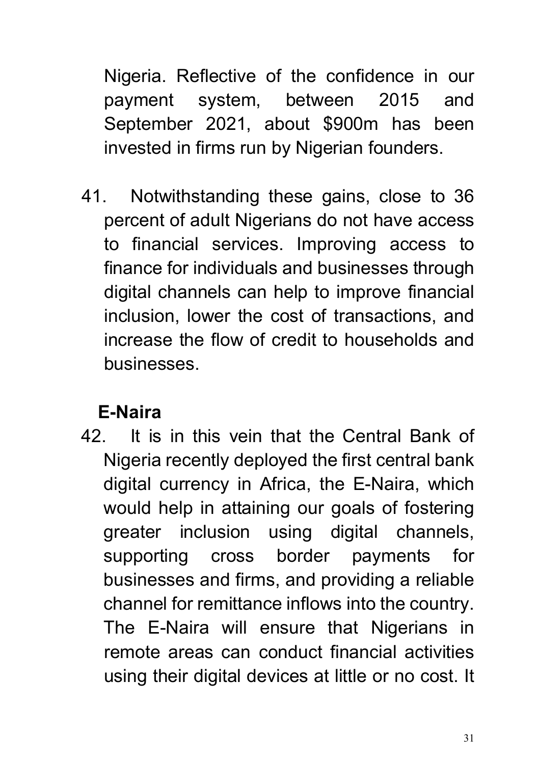Nigeria. Reflective of the confidence in our payment system, between 2015 and September 2021, about $900m has been invested in firms run by Nigerian founders.

41. Notwithstanding these gains, close to 36 percent of adult Nigerians do not have access to financial services. Improving access to finance for individuals and businesses through digital channels can help to improve financial inclusion, lower the cost of transactions, and increase the flow of credit to households and businesses.

**E-Naira**

42. It is in this vein that the Central Bank of Nigeria recently deployed the first central bank digital currency in Africa, the E-Naira, which would help in attaining our goals of fostering greater inclusion using digital channels, supporting cross border payments for businesses and firms, and providing a reliable channel for remittance inflows into the country. The E-Naira will ensure that Nigerians in remote areas can conduct financial activities using their digital devices at little or no cost. It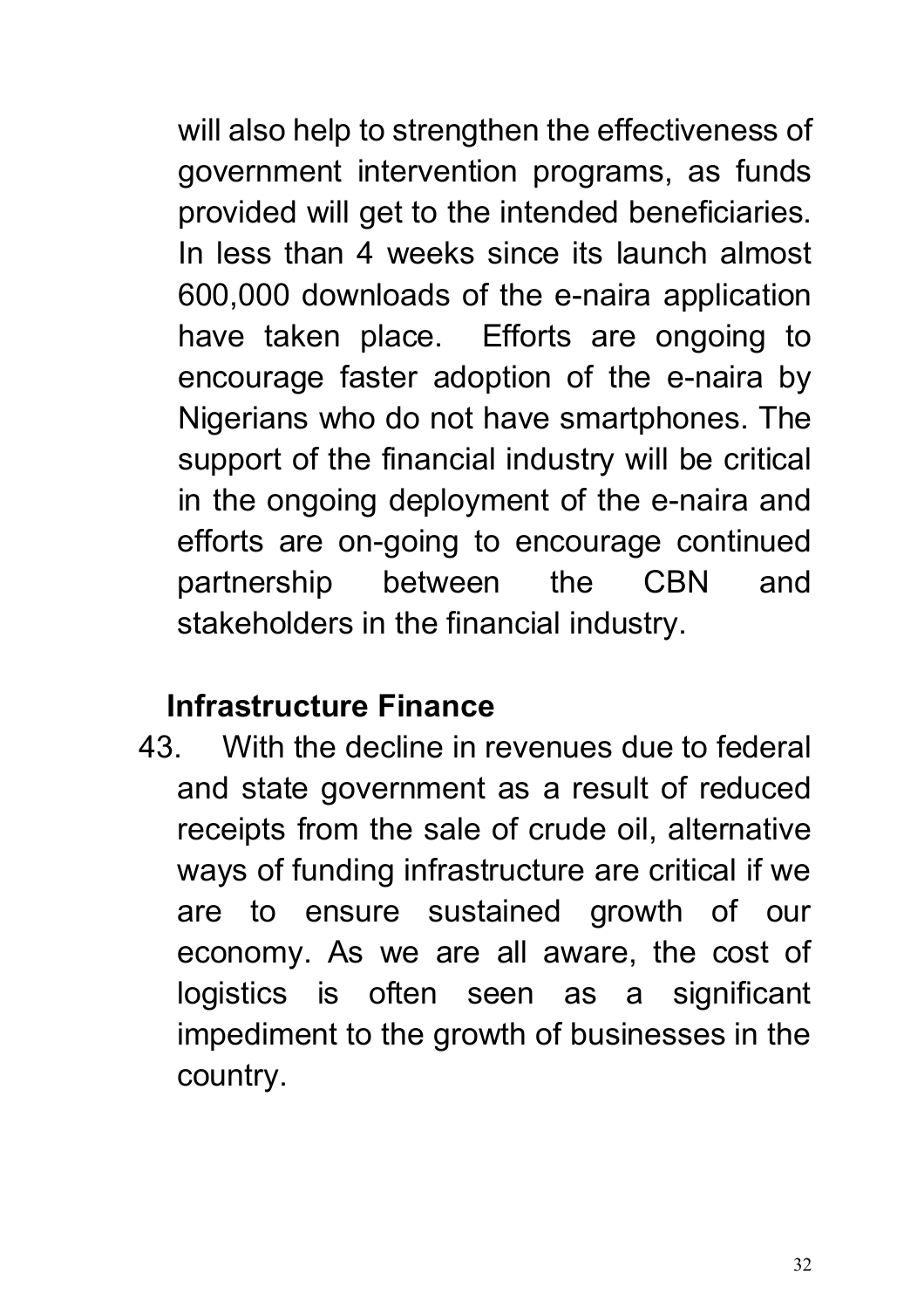will also help to strengthen the effectiveness of government intervention programs, as funds provided will get to the intended beneficiaries. In less than 4 weeks since its launch almost 600,000 downloads of the e-naira application have taken place. Efforts are ongoing to encourage faster adoption of the e-naira by Nigerians who do not have smartphones. The support of the financial industry will be critical in the ongoing deployment of the e-naira and efforts are on-going to encourage continued partnership between the CBN and stakeholders in the financial industry.

**Infrastructure Finance**

43. With the decline in revenues due to federal and state government as a result of reduced receipts from the sale of crude oil, alternative ways of funding infrastructure are critical if we are to ensure sustained growth of our economy. As we are all aware, the cost of logistics is often seen as a significant impediment to the growth of businesses in the country.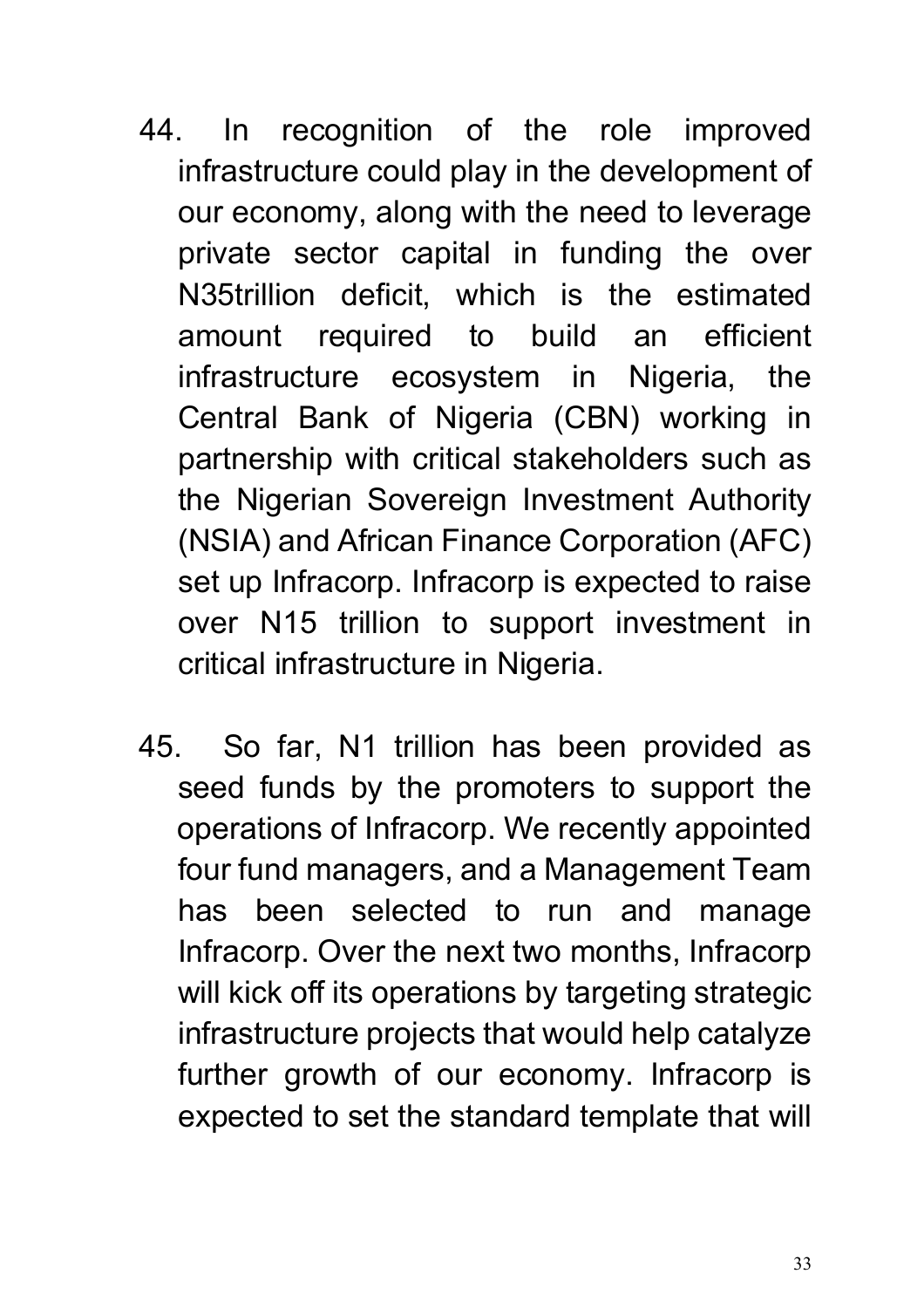44. In recognition of the role improved infrastructure could play in the development of our economy, along with the need to leverage private sector capital in funding the over N35trillion deficit, which is the estimated amount required to build an efficient infrastructure ecosystem in Nigeria, the Central Bank of Nigeria (CBN) working in partnership with critical stakeholders such as the Nigerian Sovereign Investment Authority (NSIA) and African Finance Corporation (AFC) set up Infracorp. Infracorp is expected to raise over N15 trillion to support investment in critical infrastructure in Nigeria.

45. So far, N1 trillion has been provided as seed funds by the promoters to support the operations of Infracorp. We recently appointed four fund managers, and a Management Team has been selected to run and manage Infracorp. Over the next two months, Infracorp will kick off its operations by targeting strategic infrastructure projects that would help catalyze further growth of our economy. Infracorp is expected to set the standard template that will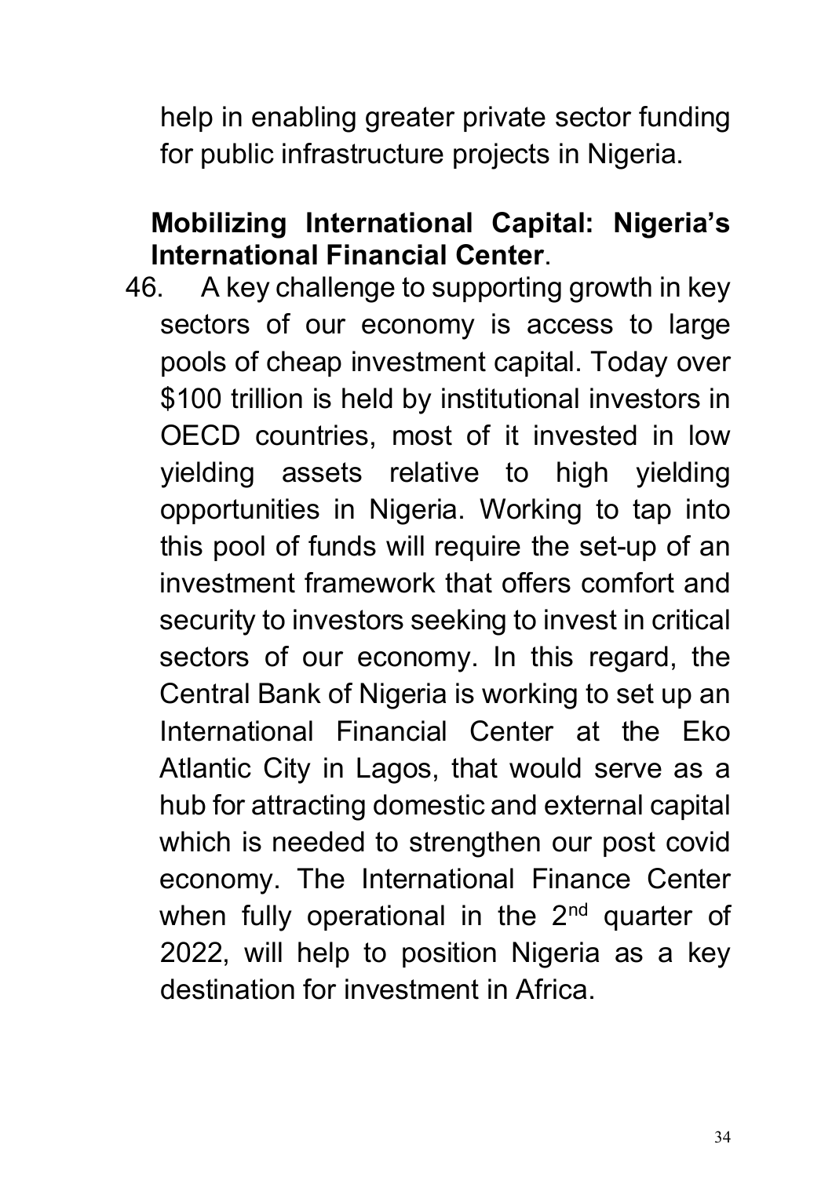help in enabling greater private sector funding for public infrastructure projects in Nigeria.

**Mobilizing International Capital: Nigeria's International Financial Center**.

46. A key challenge to supporting growth in key sectors of our economy is access to large pools of cheap investment capital. Today over $100 trillion is held by institutional investors in OECD countries, most of it invested in low yielding assets relative to high yielding opportunities in Nigeria. Working to tap into this pool of funds will require the set-up of an investment framework that offers comfort and security to investors seeking to invest in critical sectors of our economy. In this regard, the Central Bank of Nigeria is working to set up an International Financial Center at the Eko Atlantic City in Lagos, that would serve as a hub for attracting domestic and external capital which is needed to strengthen our post covid economy. The International Finance Center when fully operational in the 2nd quarter of 2022, will help to position Nigeria as a key destination for investment in Africa.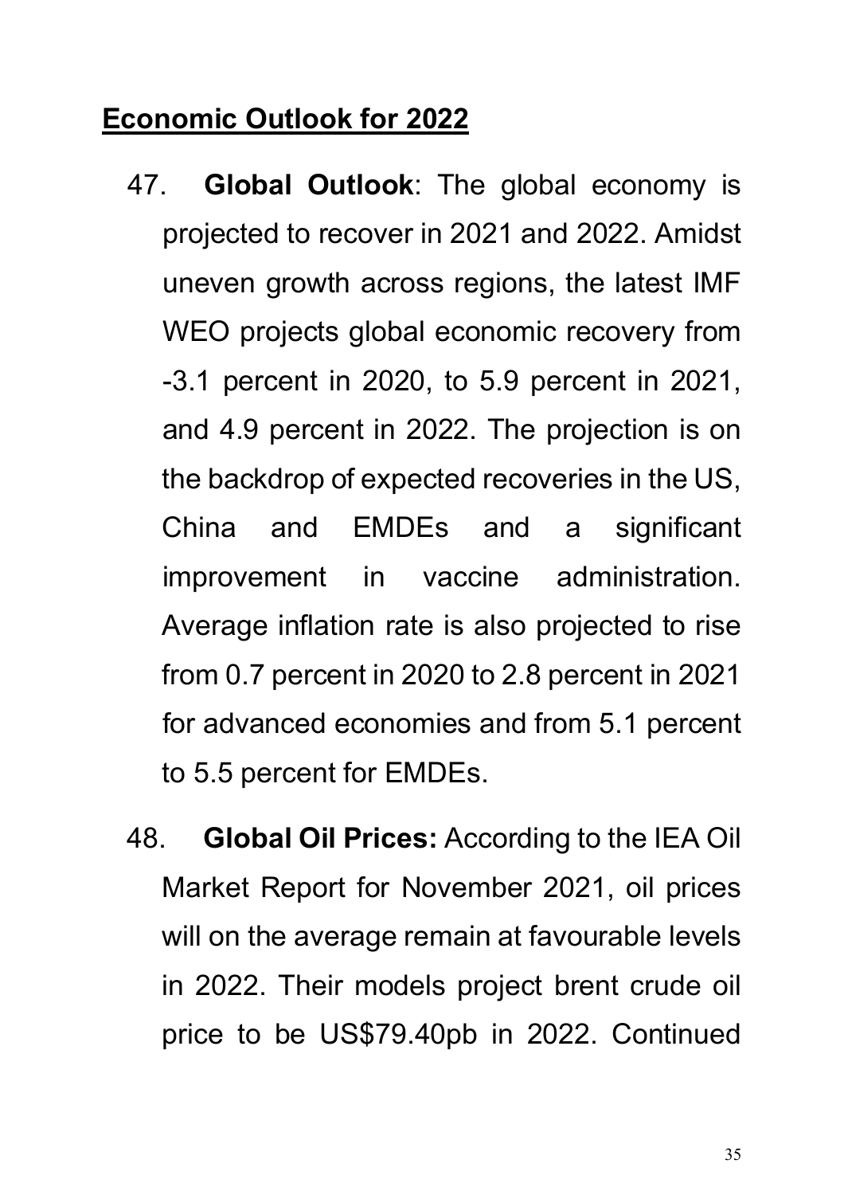## Economic Outlook for 2022

47. **Global Outlook**: The global economy is projected to recover in 2021 and 2022. Amidst uneven growth across regions, the latest IMF WEO projects global economic recovery from -3.1 percent in 2020, to 5.9 percent in 2021, and 4.9 percent in 2022. The projection is on the backdrop of expected recoveries in the US, China and EMDEs and a significant improvement in vaccine administration. Average inflation rate is also projected to rise from 0.7 percent in 2020 to 2.8 percent in 2021 for advanced economies and from 5.1 percent to 5.5 percent for EMDEs.

48. **Global Oil Prices:** According to the IEA Oil Market Report for November 2021, oil prices will on the average remain at favourable levels in 2022. Their models project brent crude oil price to be US$79.40pb in 2022. Continued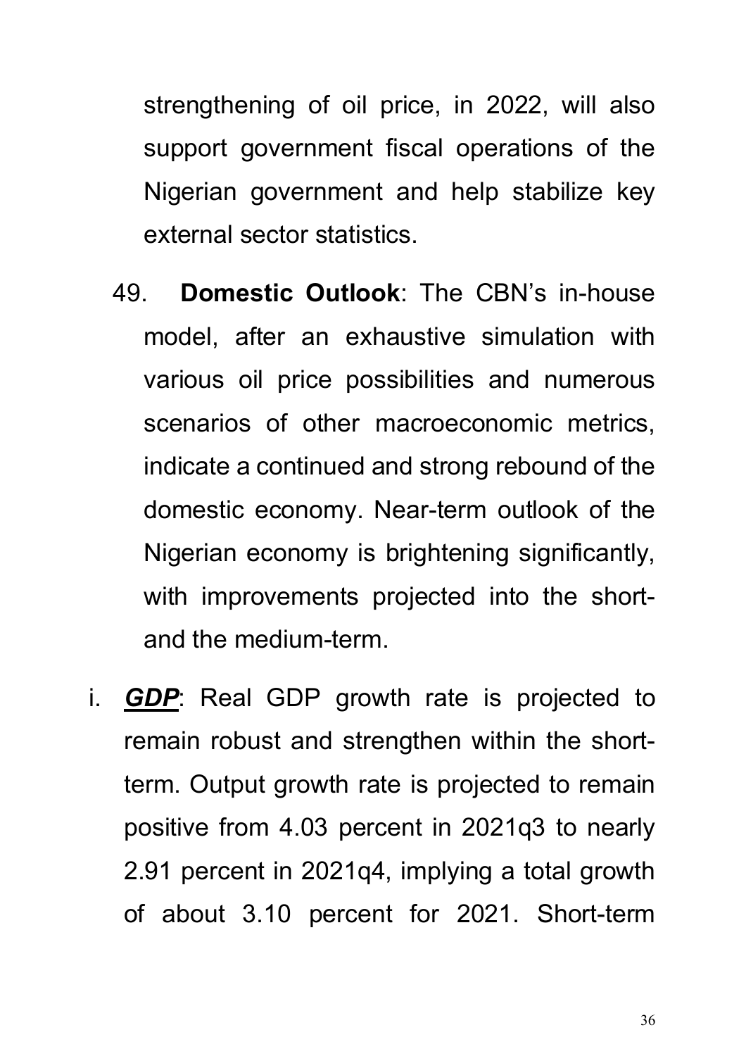strengthening of oil price, in 2022, will also support government fiscal operations of the Nigerian government and help stabilize key external sector statistics.

49. **Domestic Outlook**: The CBN's in-house model, after an exhaustive simulation with various oil price possibilities and numerous scenarios of other macroeconomic metrics, indicate a continued and strong rebound of the domestic economy. Near-term outlook of the Nigerian economy is brightening significantly, with improvements projected into the short- and the medium-term.

i. ***GDP***: Real GDP growth rate is projected to remain robust and strengthen within the short-term. Output growth rate is projected to remain positive from 4.03 percent in 2021q3 to nearly 2.91 percent in 2021q4, implying a total growth of about 3.10 percent for 2021. Short-term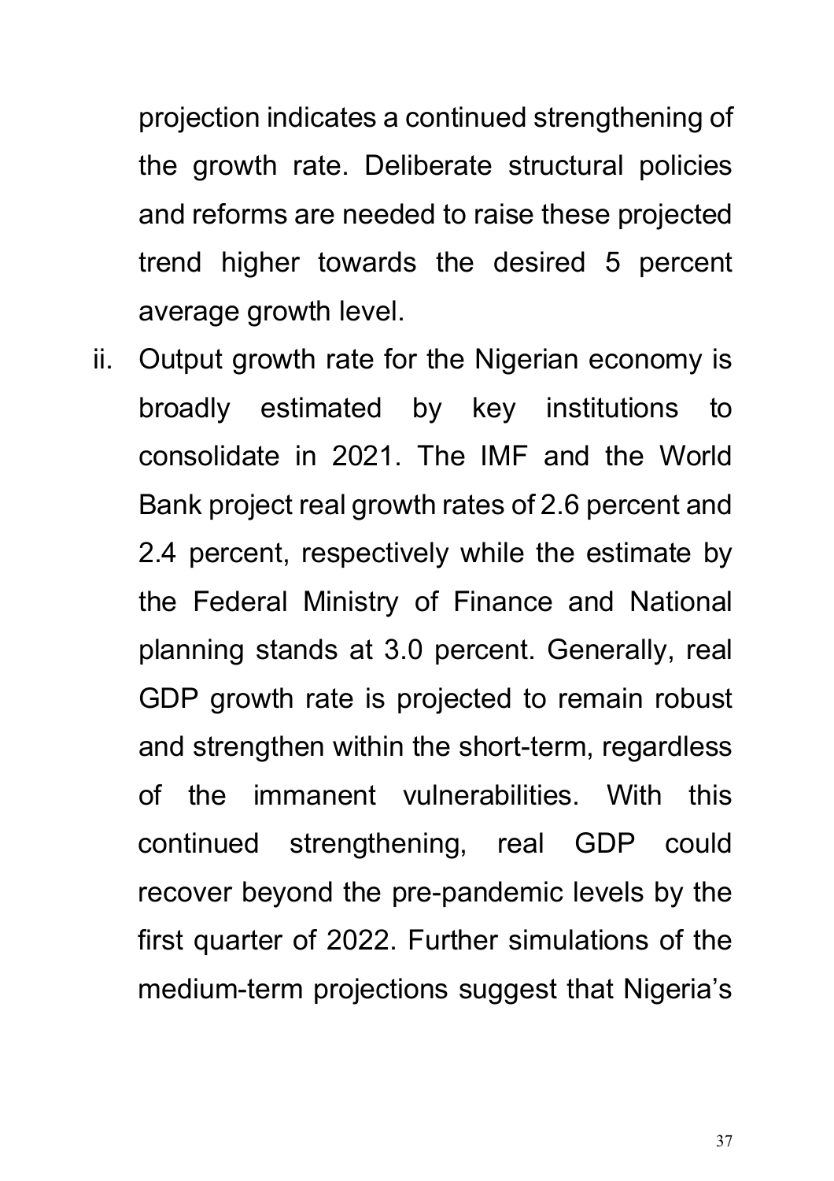projection indicates a continued strengthening of the growth rate. Deliberate structural policies and reforms are needed to raise these projected trend higher towards the desired 5 percent average growth level.

ii. Output growth rate for the Nigerian economy is broadly estimated by key institutions to consolidate in 2021. The IMF and the World Bank project real growth rates of 2.6 percent and 2.4 percent, respectively while the estimate by the Federal Ministry of Finance and National planning stands at 3.0 percent. Generally, real GDP growth rate is projected to remain robust and strengthen within the short-term, regardless of the immanent vulnerabilities. With this continued strengthening, real GDP could recover beyond the pre-pandemic levels by the first quarter of 2022. Further simulations of the medium-term projections suggest that Nigeria's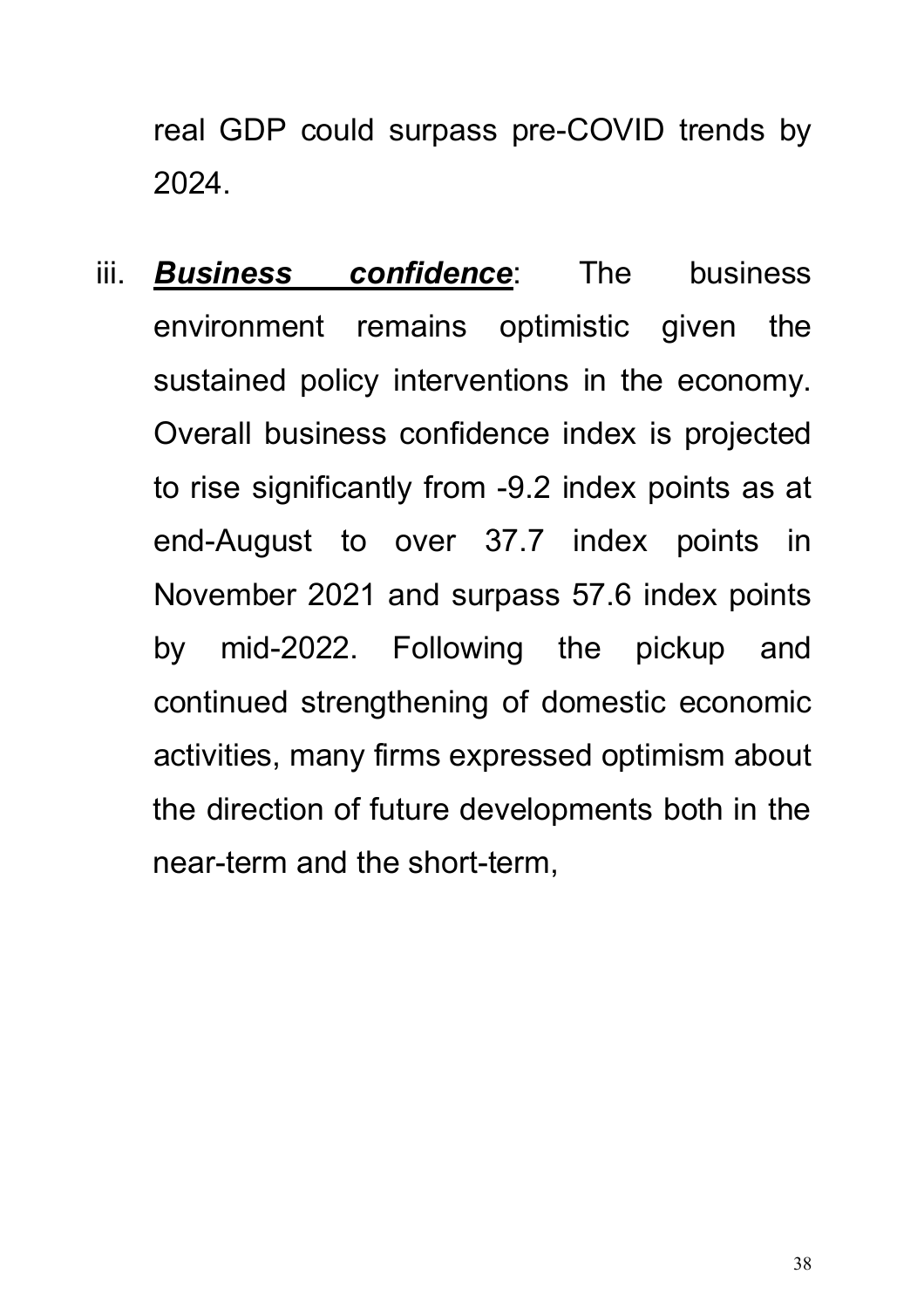real GDP could surpass pre-COVID trends by 2024.

iii. ***Business confidence***: The business environment remains optimistic given the sustained policy interventions in the economy. Overall business confidence index is projected to rise significantly from -9.2 index points as at end-August to over 37.7 index points in November 2021 and surpass 57.6 index points by mid-2022. Following the pickup and continued strengthening of domestic economic activities, many firms expressed optimism about the direction of future developments both in the near-term and the short-term,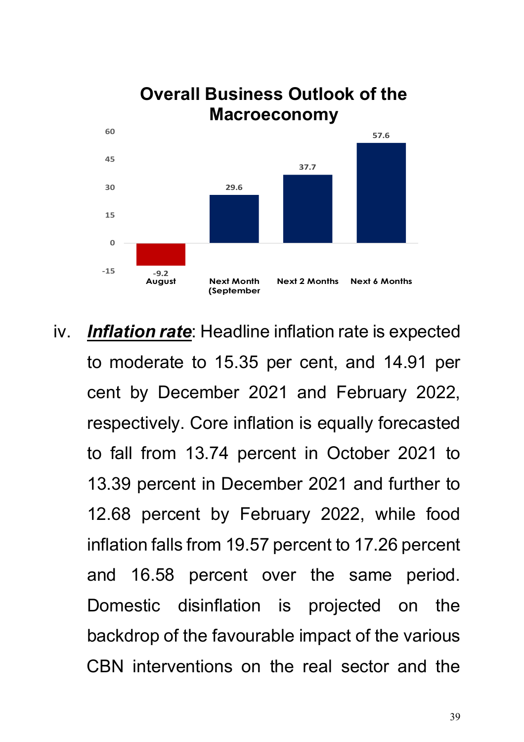**Overall Business Outlook of the Macroeconomy**

| August | Next Month (September | Next 2 Months | Next 6 Months |
|---|---|---|---|
| -9.2 | 29.6 | 37.7 | 57.6 |

iv. ***Inflation rate***: Headline inflation rate is expected to moderate to 15.35 per cent, and 14.91 per cent by December 2021 and February 2022, respectively. Core inflation is equally forecasted to fall from 13.74 percent in October 2021 to 13.39 percent in December 2021 and further to 12.68 percent by February 2022, while food inflation falls from 19.57 percent to 17.26 percent and 16.58 percent over the same period. Domestic disinflation is projected on the backdrop of the favourable impact of the various CBN interventions on the real sector and the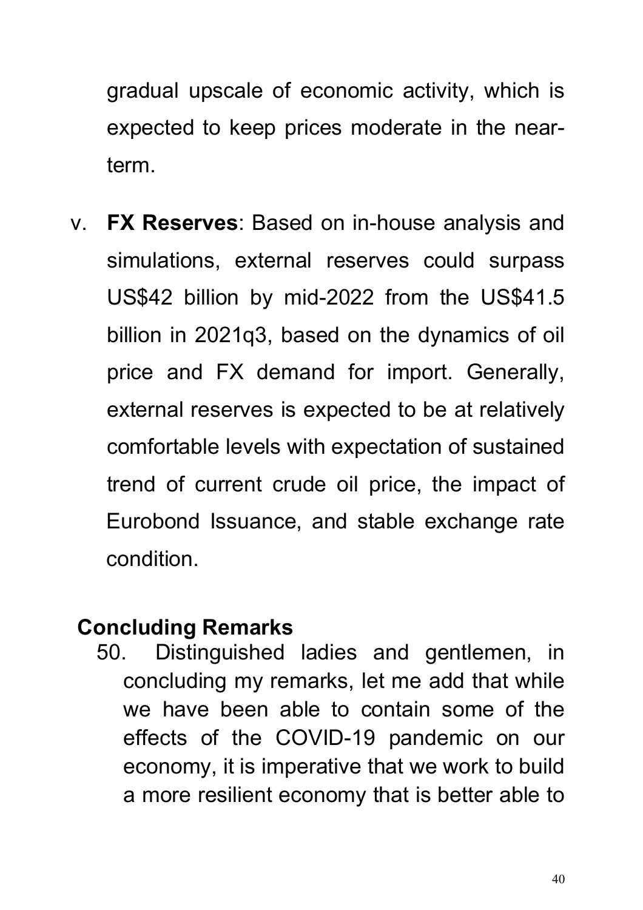gradual upscale of economic activity, which is expected to keep prices moderate in the near-term.

v. **FX Reserves**: Based on in-house analysis and simulations, external reserves could surpass US$42 billion by mid-2022 from the US$41.5 billion in 2021q3, based on the dynamics of oil price and FX demand for import. Generally, external reserves is expected to be at relatively comfortable levels with expectation of sustained trend of current crude oil price, the impact of Eurobond Issuance, and stable exchange rate condition.

## Concluding Remarks

50. Distinguished ladies and gentlemen, in concluding my remarks, let me add that while we have been able to contain some of the effects of the COVID-19 pandemic on our economy, it is imperative that we work to build a more resilient economy that is better able to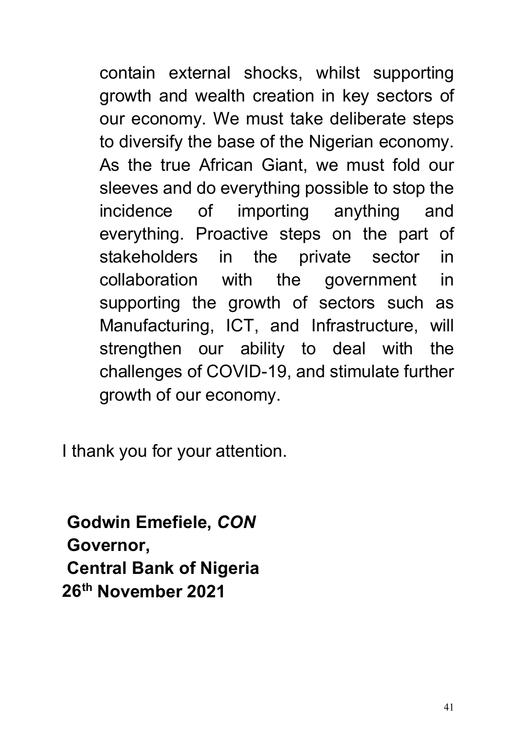contain external shocks, whilst supporting growth and wealth creation in key sectors of our economy. We must take deliberate steps to diversify the base of the Nigerian economy. As the true African Giant, we must fold our sleeves and do everything possible to stop the incidence of importing anything and everything. Proactive steps on the part of stakeholders in the private sector in collaboration with the government in supporting the growth of sectors such as Manufacturing, ICT, and Infrastructure, will strengthen our ability to deal with the challenges of COVID-19, and stimulate further growth of our economy.

I thank you for your attention.

**Godwin Emefiele, *CON***
**Governor,**
**Central Bank of Nigeria**
**26th November 2021**